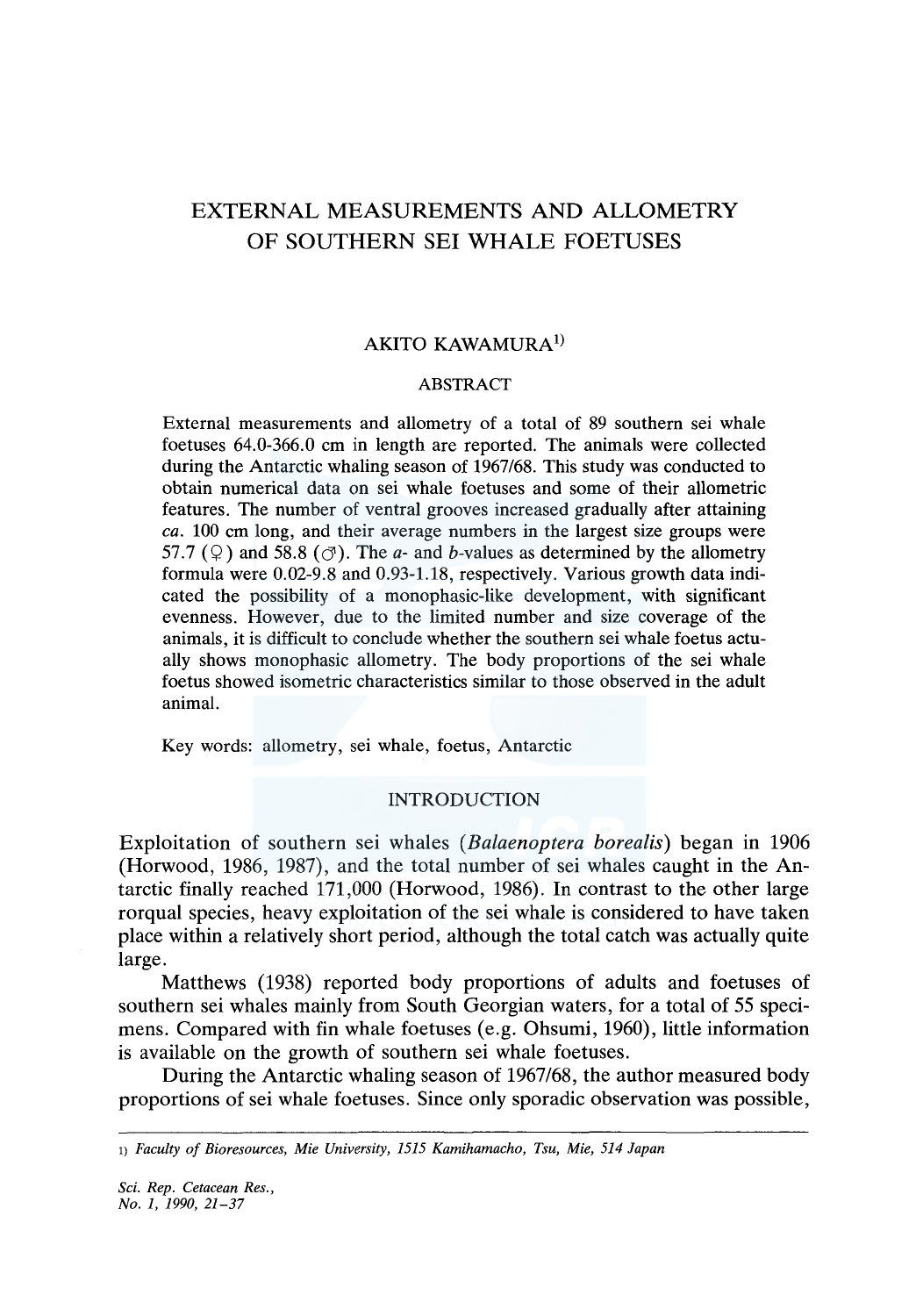# EXTERNAL MEASUREMENTS AND ALLOMETRY OF SOUTHERN SEI WHALE FOETUSES

AKITO KAWAMURA[1]

## ABSTRACT

External measurements and allometry of a total of 89 southern sei whale foetuses 64.0-366.0 cm in length are reported. The animals were collected during the Antarctic whaling season of 1967/68. This study was conducted to obtain numerical data on sei whale foetuses and some of their allometric features. The number of ventral grooves increased gradually after attaining *ca.* 100 cm long, and their average numbers in the largest size groups were 57.7 (♀) and 58.8 (♂). The *a*- and *b*-values as determined by the allometry formula were 0.02-9.8 and 0.93-1.18, respectively. Various growth data indicated the possibility of a monophasic-like development, with significant evenness. However, due to the limited number and size coverage of the animals, it is difficult to conclude whether the southern sei whale foetus actually shows monophasic allometry. The body proportions of the sei whale foetus showed isometric characteristics similar to those observed in the adult animal.

Key words: allometry, sei whale, foetus, Antarctic

## INTRODUCTION

Exploitation of southern sei whales (*Balaenoptera borealis*) began in 1906 (Horwood, 1986, 1987), and the total number of sei whales caught in the Antarctic finally reached 171,000 (Horwood, 1986). In contrast to the other large rorqual species, heavy exploitation of the sei whale is considered to have taken place within a relatively short period, although the total catch was actually quite large.

Matthews (1938) reported body proportions of adults and foetuses of southern sei whales mainly from South Georgian waters, for a total of 55 specimens. Compared with fin whale foetuses (e.g. Ohsumi, 1960), little information is available on the growth of southern sei whale foetuses.

During the Antarctic whaling season of 1967/68, the author measured body proportions of sei whale foetuses. Since only sporadic observation was possible,

---

[1] *Faculty of Bioresources, Mie University, 1515 Kamihamacho, Tsu, Mie, 514 Japan*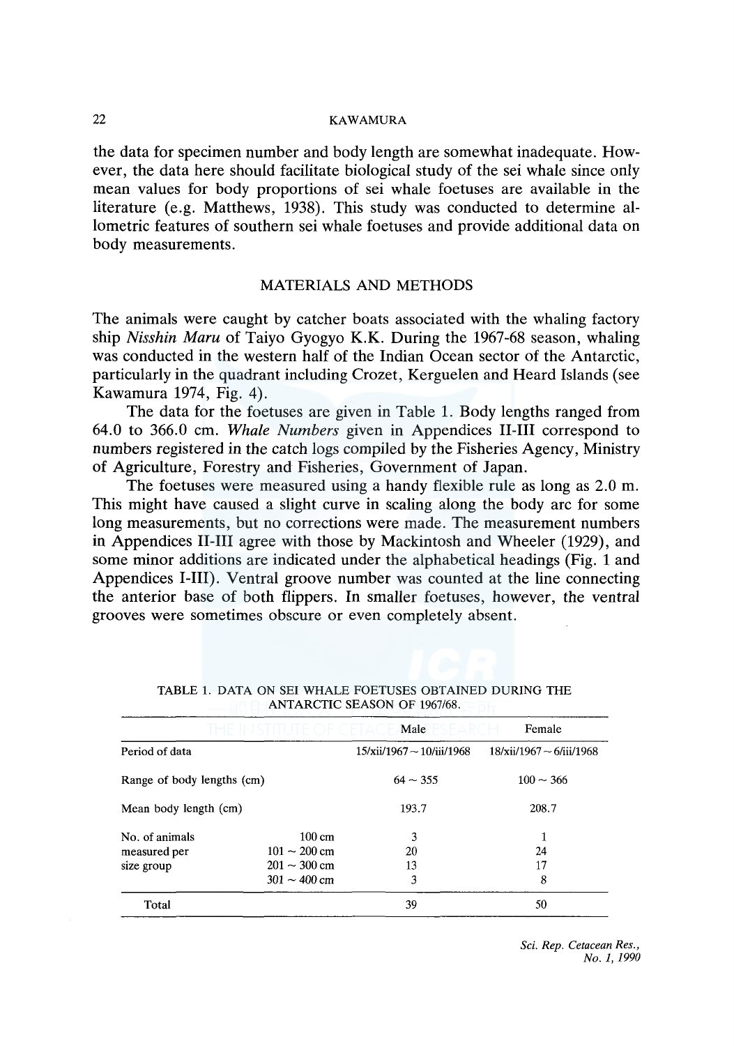the data for specimen number and body length are somewhat inadequate. However, the data here should facilitate biological study of the sei whale since only mean values for body proportions of sei whale foetuses are available in the literature (e.g. Matthews, 1938). This study was conducted to determine allometric features of southern sei whale foetuses and provide additional data on body measurements.

## MATERIALS AND METHODS

The animals were caught by catcher boats associated with the whaling factory ship *Nisshin Maru* of Taiyo Gyogyo K.K. During the 1967-68 season, whaling was conducted in the western half of the Indian Ocean sector of the Antarctic, particularly in the quadrant including Crozet, Kerguelen and Heard Islands (see Kawamura 1974, Fig. 4).

The data for the foetuses are given in Table 1. Body lengths ranged from 64.0 to 366.0 cm. *Whale Numbers* given in Appendices II-III correspond to numbers registered in the catch logs compiled by the Fisheries Agency, Ministry of Agriculture, Forestry and Fisheries, Government of Japan.

The foetuses were measured using a handy flexible rule as long as 2.0 m. This might have caused a slight curve in scaling along the body arc for some long measurements, but no corrections were made. The measurement numbers in Appendices II-III agree with those by Mackintosh and Wheeler (1929), and some minor additions are indicated under the alphabetical headings (Fig. 1 and Appendices I-III). Ventral groove number was counted at the line connecting the anterior base of both flippers. In smaller foetuses, however, the ventral grooves were sometimes obscure or even completely absent.

TABLE 1. DATA ON SEI WHALE FOETUSES OBTAINED DURING THE ANTARCTIC SEASON OF 1967/68.

| | | Male | Female |
|---|---|---|---|
| Period of data | | 15/xii/1967 ~ 10/iii/1968 | 18/xii/1967 ~ 6/iii/1968 |
| Range of body lengths (cm) | | 64 ~ 355 | 100 ~ 366 |
| Mean body length (cm) | | 193.7 | 208.7 |
| No. of animals | 100 cm | 3 | 1 |
| measured per | 101 ~ 200 cm | 20 | 24 |
| size group | 201 ~ 300 cm | 13 | 17 |
| | 301 ~ 400 cm | 3 | 8 |
| Total | | 39 | 50 |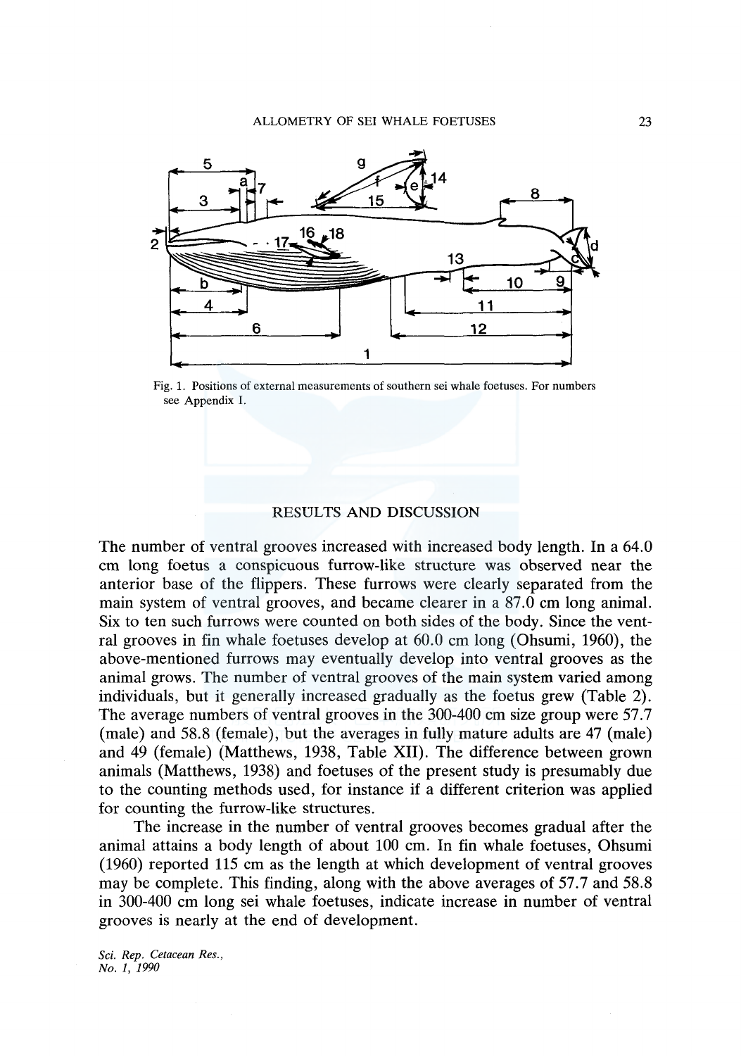Fig. 1. Positions of external measurements of southern sei whale foetuses. For numbers see Appendix I.

## RESULTS AND DISCUSSION

The number of ventral grooves increased with increased body length. In a 64.0 cm long foetus a conspicuous furrow-like structure was observed near the anterior base of the flippers. These furrows were clearly separated from the main system of ventral grooves, and became clearer in a 87.0 cm long animal. Six to ten such furrows were counted on both sides of the body. Since the ventral grooves in fin whale foetuses develop at 60.0 cm long (Ohsumi, 1960), the above-mentioned furrows may eventually develop into ventral grooves as the animal grows. The number of ventral grooves of the main system varied among individuals, but it generally increased gradually as the foetus grew (Table 2). The average numbers of ventral grooves in the 300-400 cm size group were 57.7 (male) and 58.8 (female), but the averages in fully mature adults are 47 (male) and 49 (female) (Matthews, 1938, Table XII). The difference between grown animals (Matthews, 1938) and foetuses of the present study is presumably due to the counting methods used, for instance if a different criterion was applied for counting the furrow-like structures.

The increase in the number of ventral grooves becomes gradual after the animal attains a body length of about 100 cm. In fin whale foetuses, Ohsumi (1960) reported 115 cm as the length at which development of ventral grooves may be complete. This finding, along with the above averages of 57.7 and 58.8 in 300-400 cm long sei whale foetuses, indicate increase in number of ventral grooves is nearly at the end of development.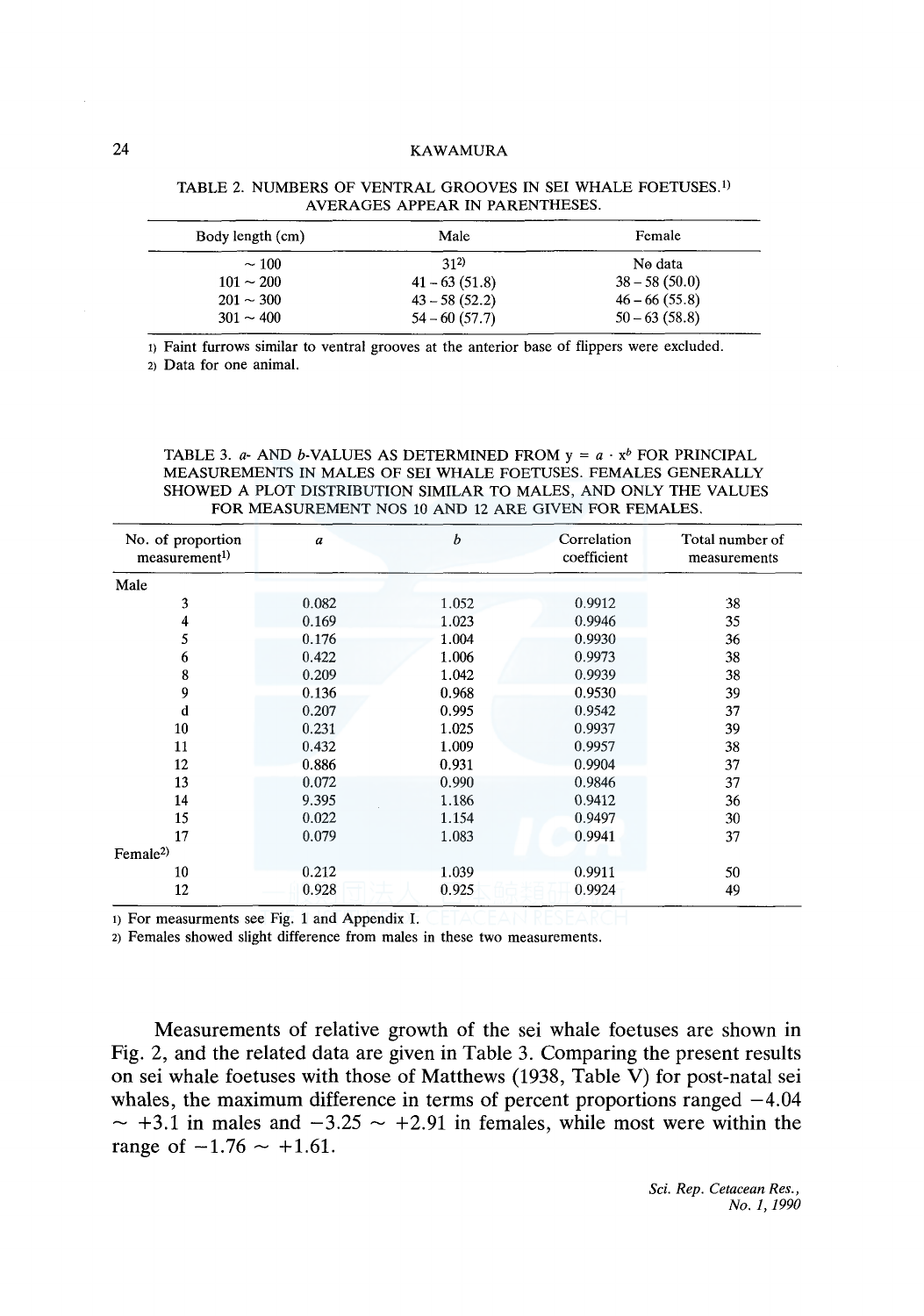TABLE 2. NUMBERS OF VENTRAL GROOVES IN SEI WHALE FOETUSES.[1] AVERAGES APPEAR IN PARENTHESES.

| Body length (cm) | Male | Female |
|---|---|---|
| ~ 100 | 31[2] | No data |
| 101 ~ 200 | 41 – 63 (51.8) | 38 – 58 (50.0) |
| 201 ~ 300 | 43 – 58 (52.2) | 46 – 66 (55.8) |
| 301 ~ 400 | 54 – 60 (57.7) | 50 – 63 (58.8) |

1) Faint furrows similar to ventral grooves at the anterior base of flippers were excluded.
2) Data for one animal.

TABLE 3. $a$- AND $b$-VALUES AS DETERMINED FROM $y = a \cdot x^b$ FOR PRINCIPAL MEASUREMENTS IN MALES OF SEI WHALE FOETUSES. FEMALES GENERALLY SHOWED A PLOT DISTRIBUTION SIMILAR TO MALES, AND ONLY THE VALUES FOR MEASUREMENT NOS 10 AND 12 ARE GIVEN FOR FEMALES.

| No. of proportion measurement[1] | $a$ | $b$ | Correlation coefficient | Total number of measurements |
|---|---|---|---|---|
| Male | | | | |
| 3 | 0.082 | 1.052 | 0.9912 | 38 |
| 4 | 0.169 | 1.023 | 0.9946 | 35 |
| 5 | 0.176 | 1.004 | 0.9930 | 36 |
| 6 | 0.422 | 1.006 | 0.9973 | 38 |
| 8 | 0.209 | 1.042 | 0.9939 | 38 |
| 9 | 0.136 | 0.968 | 0.9530 | 39 |
| d | 0.207 | 0.995 | 0.9542 | 37 |
| 10 | 0.231 | 1.025 | 0.9937 | 39 |
| 11 | 0.432 | 1.009 | 0.9957 | 38 |
| 12 | 0.886 | 0.931 | 0.9904 | 37 |
| 13 | 0.072 | 0.990 | 0.9846 | 37 |
| 14 | 9.395 | 1.186 | 0.9412 | 36 |
| 15 | 0.022 | 1.154 | 0.9497 | 30 |
| 17 | 0.079 | 1.083 | 0.9941 | 37 |
| Female[2] | | | | |
| 10 | 0.212 | 1.039 | 0.9911 | 50 |
| 12 | 0.928 | 0.925 | 0.9924 | 49 |

1) For measurments see Fig. 1 and Appendix I.
2) Females showed slight difference from males in these two measurements.

Measurements of relative growth of the sei whale foetuses are shown in Fig. 2, and the related data are given in Table 3. Comparing the present results on sei whale foetuses with those of Matthews (1938, Table V) for post-natal sei whales, the maximum difference in terms of percent proportions ranged $-4.04 \sim +3.1$ in males and $-3.25 \sim +2.91$ in females, while most were within the range of $-1.76 \sim +1.61$.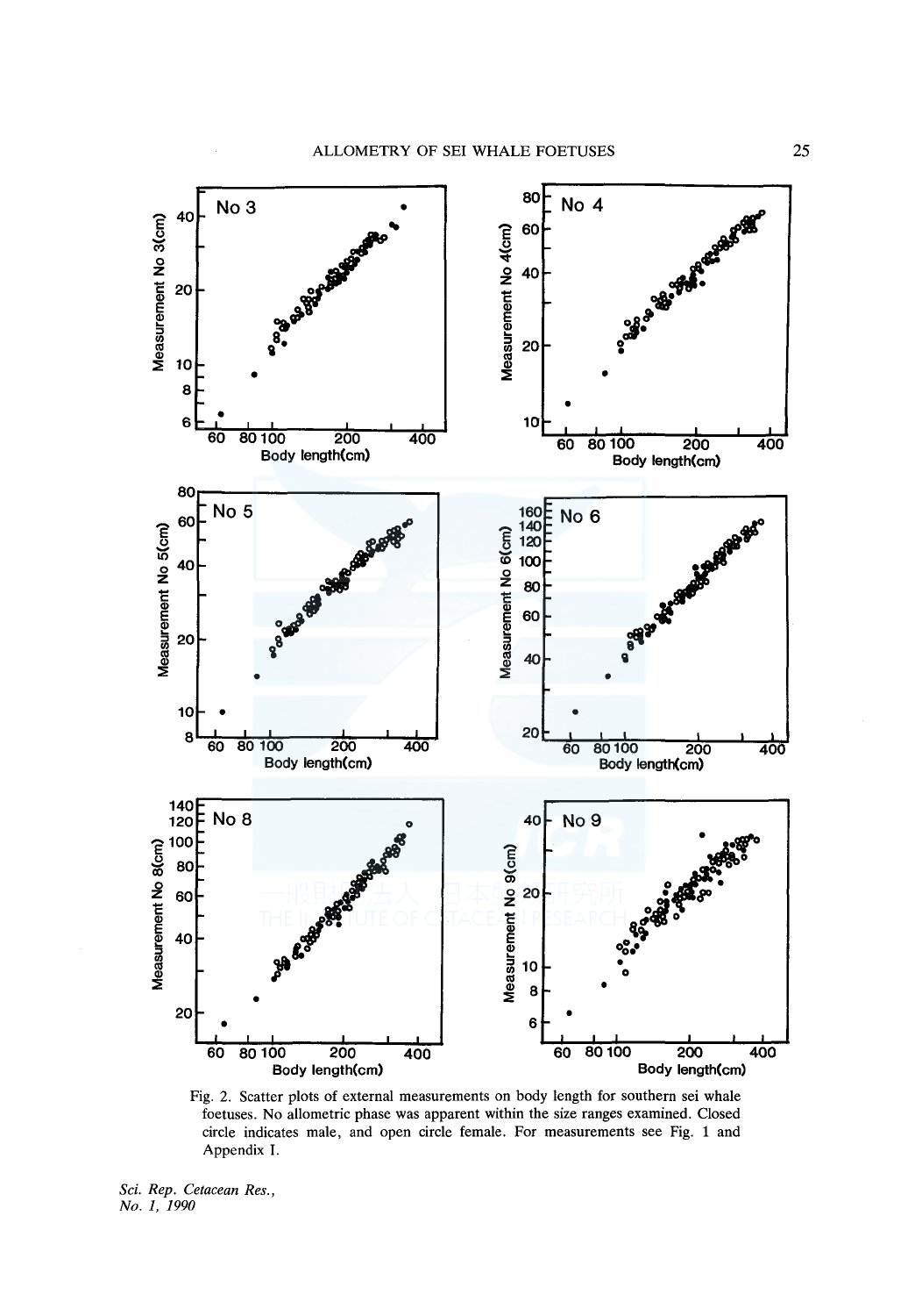Fig. 2. Scatter plots of external measurements on body length for southern sei whale foetuses. No allometric phase was apparent within the size ranges examined. Closed circle indicates male, and open circle female. For measurements see Fig. 1 and Appendix I.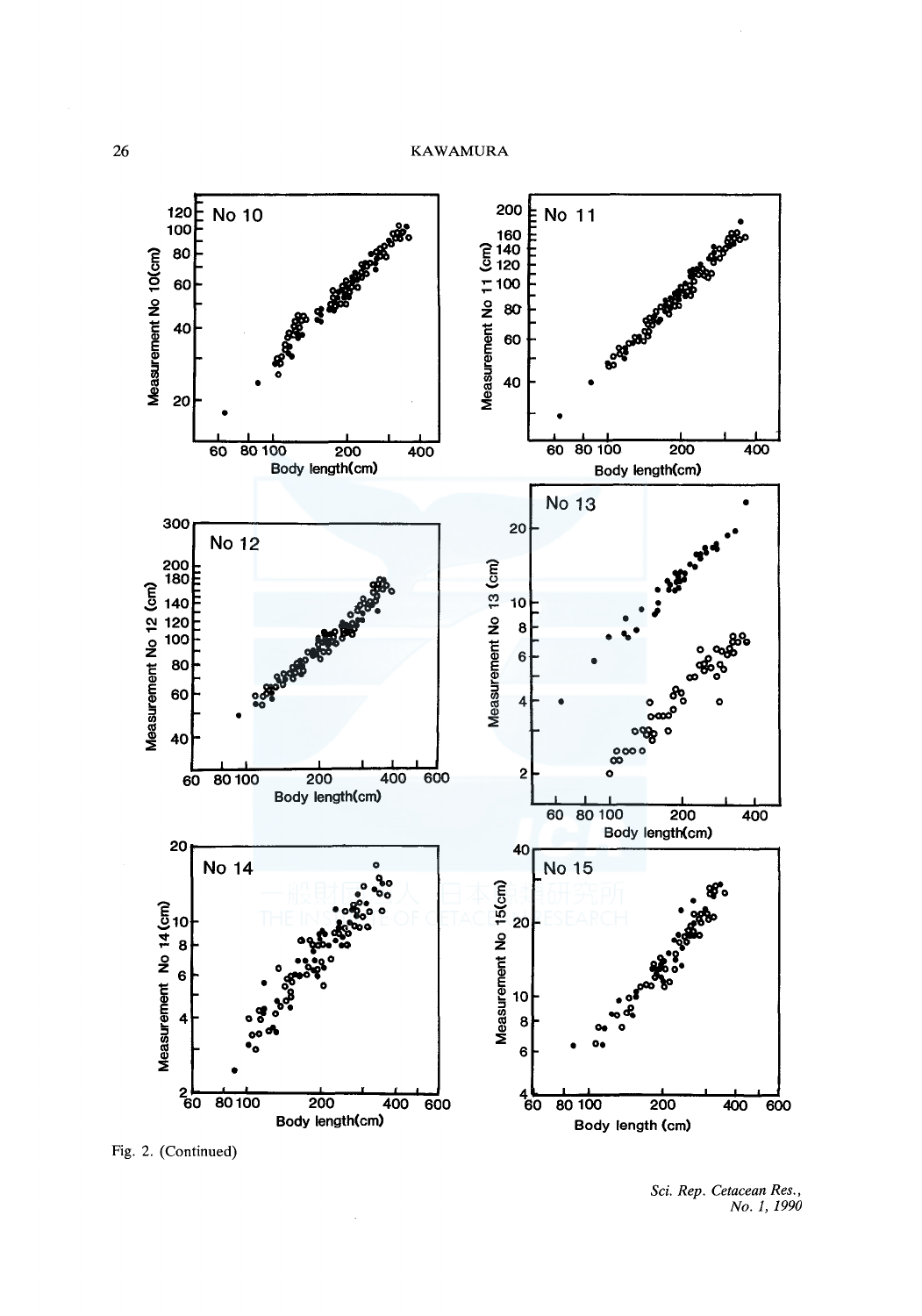Fig. 2. (Continued)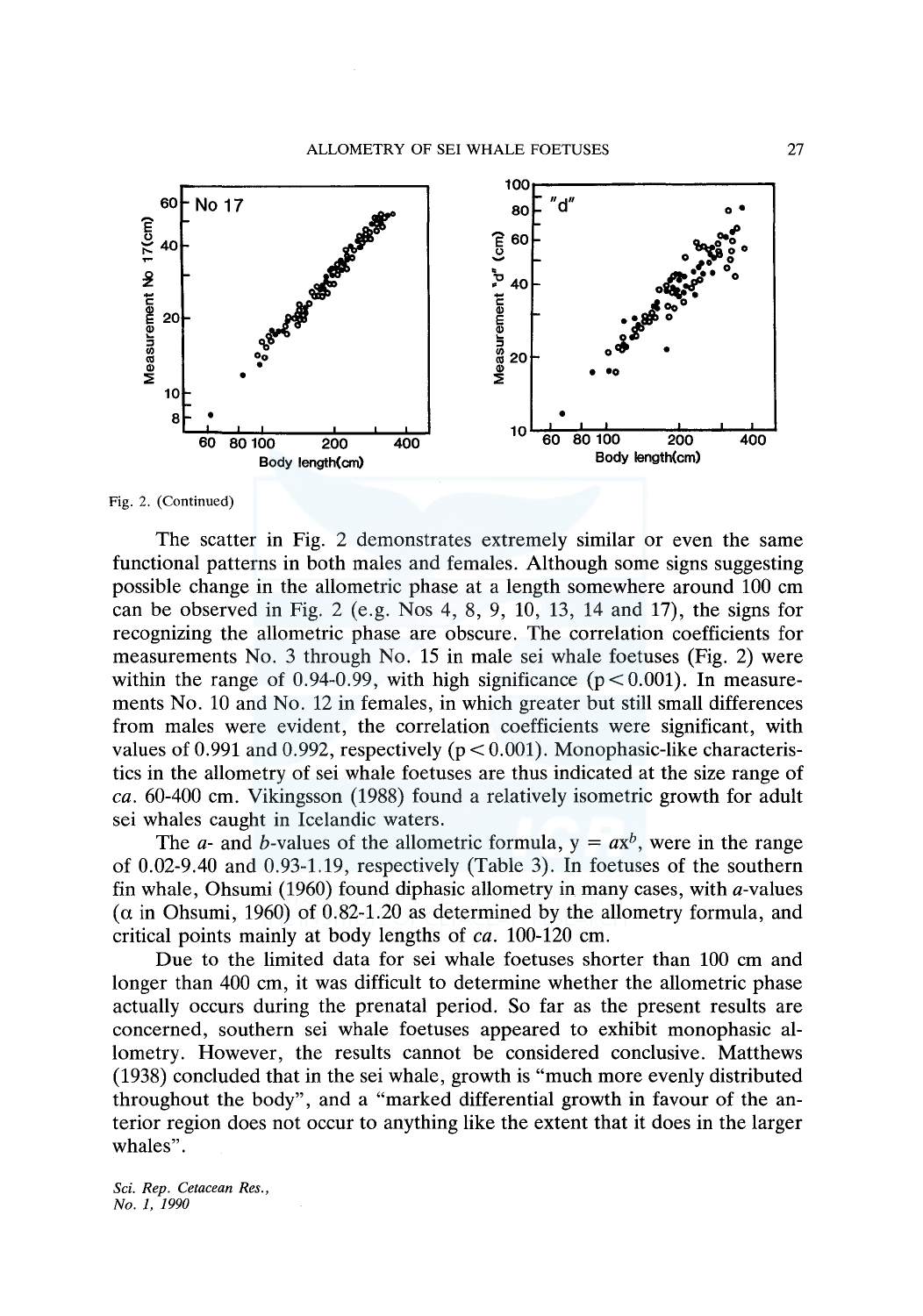Fig. 2. (Continued)

The scatter in Fig. 2 demonstrates extremely similar or even the same functional patterns in both males and females. Although some signs suggesting possible change in the allometric phase at a length somewhere around 100 cm can be observed in Fig. 2 (e.g. Nos 4, 8, 9, 10, 13, 14 and 17), the signs for recognizing the allometric phase are obscure. The correlation coefficients for measurements No. 3 through No. 15 in male sei whale foetuses (Fig. 2) were within the range of 0.94-0.99, with high significance ($p < 0.001$). In measurements No. 10 and No. 12 in females, in which greater but still small differences from males were evident, the correlation coefficients were significant, with values of 0.991 and 0.992, respectively ($p < 0.001$). Monophasic-like characteristics in the allometry of sei whale foetuses are thus indicated at the size range of *ca.* 60-400 cm. Vikingsson (1988) found a relatively isometric growth for adult sei whales caught in Icelandic waters.

The *a*- and *b*-values of the allometric formula, $y = ax^b$, were in the range of 0.02-9.40 and 0.93-1.19, respectively (Table 3). In foetuses of the southern fin whale, Ohsumi (1960) found diphasic allometry in many cases, with *a*-values ($\alpha$ in Ohsumi, 1960) of 0.82-1.20 as determined by the allometry formula, and critical points mainly at body lengths of *ca.* 100-120 cm.

Due to the limited data for sei whale foetuses shorter than 100 cm and longer than 400 cm, it was difficult to determine whether the allometric phase actually occurs during the prenatal period. So far as the present results are concerned, southern sei whale foetuses appeared to exhibit monophasic allometry. However, the results cannot be considered conclusive. Matthews (1938) concluded that in the sei whale, growth is "much more evenly distributed throughout the body", and a "marked differential growth in favour of the anterior region does not occur to anything like the extent that it does in the larger whales".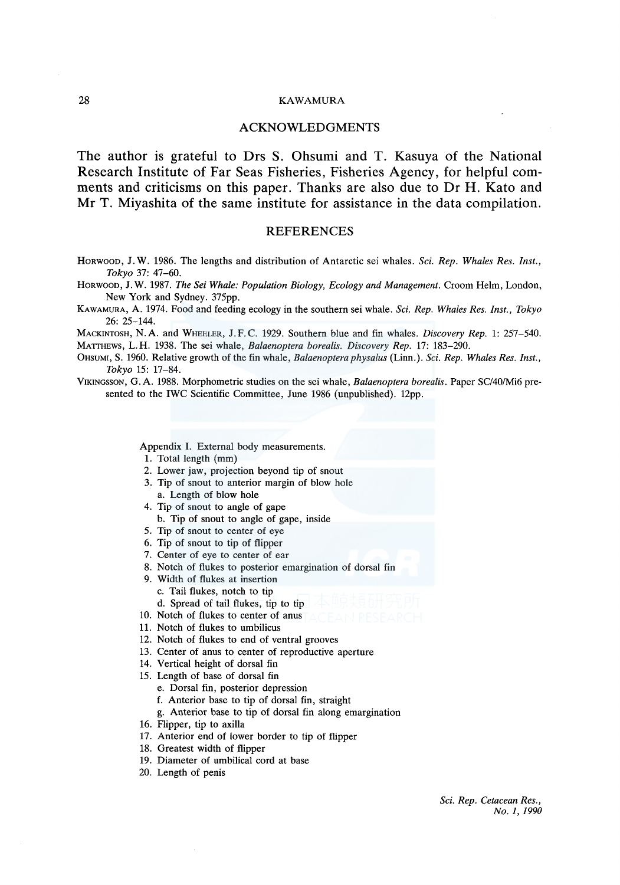## ACKNOWLEDGMENTS

The author is grateful to Drs S. Ohsumi and T. Kasuya of the National Research Institute of Far Seas Fisheries, Fisheries Agency, for helpful comments and criticisms on this paper. Thanks are also due to Dr H. Kato and Mr T. Miyashita of the same institute for assistance in the data compilation.

## REFERENCES

Horwood, J.W. 1986. The lengths and distribution of Antarctic sei whales. *Sci. Rep. Whales Res. Inst., Tokyo* 37: 47–60.

Horwood, J.W. 1987. *The Sei Whale: Population Biology, Ecology and Management*. Croom Helm, London, New York and Sydney. 375pp.

Kawamura, A. 1974. Food and feeding ecology in the southern sei whale. *Sci. Rep. Whales Res. Inst., Tokyo* 26: 25–144.

Mackintosh, N.A. and Wheeler, J.F.C. 1929. Southern blue and fin whales. *Discovery Rep.* 1: 257–540.

Matthews, L.H. 1938. The sei whale, *Balaenoptera borealis*. *Discovery Rep.* 17: 183–290.

Ohsumi, S. 1960. Relative growth of the fin whale, *Balaenoptera physalus* (Linn.). *Sci. Rep. Whales Res. Inst., Tokyo* 15: 17–84.

Vikingsson, G.A. 1988. Morphometric studies on the sei whale, *Balaenoptera borealis*. Paper SC/40/Mi6 presented to the IWC Scientific Committee, June 1986 (unpublished). 12pp.

Appendix I. External body measurements.

1. Total length (mm)
2. Lower jaw, projection beyond tip of snout
3. Tip of snout to anterior margin of blow hole
   a. Length of blow hole
4. Tip of snout to angle of gape
   b. Tip of snout to angle of gape, inside
5. Tip of snout to center of eye
6. Tip of snout to tip of flipper
7. Center of eye to center of ear
8. Notch of flukes to posterior emargination of dorsal fin
9. Width of flukes at insertion
   c. Tail flukes, notch to tip
   d. Spread of tail flukes, tip to tip
10. Notch of flukes to center of anus
11. Notch of flukes to umbilicus
12. Notch of flukes to end of ventral grooves
13. Center of anus to center of reproductive aperture
14. Vertical height of dorsal fin
15. Length of base of dorsal fin
    e. Dorsal fin, posterior depression
    f. Anterior base to tip of dorsal fin, straight
    g. Anterior base to tip of dorsal fin along emargination
16. Flipper, tip to axilla
17. Anterior end of lower border to tip of flipper
18. Greatest width of flipper
19. Diameter of umbilical cord at base
20. Length of penis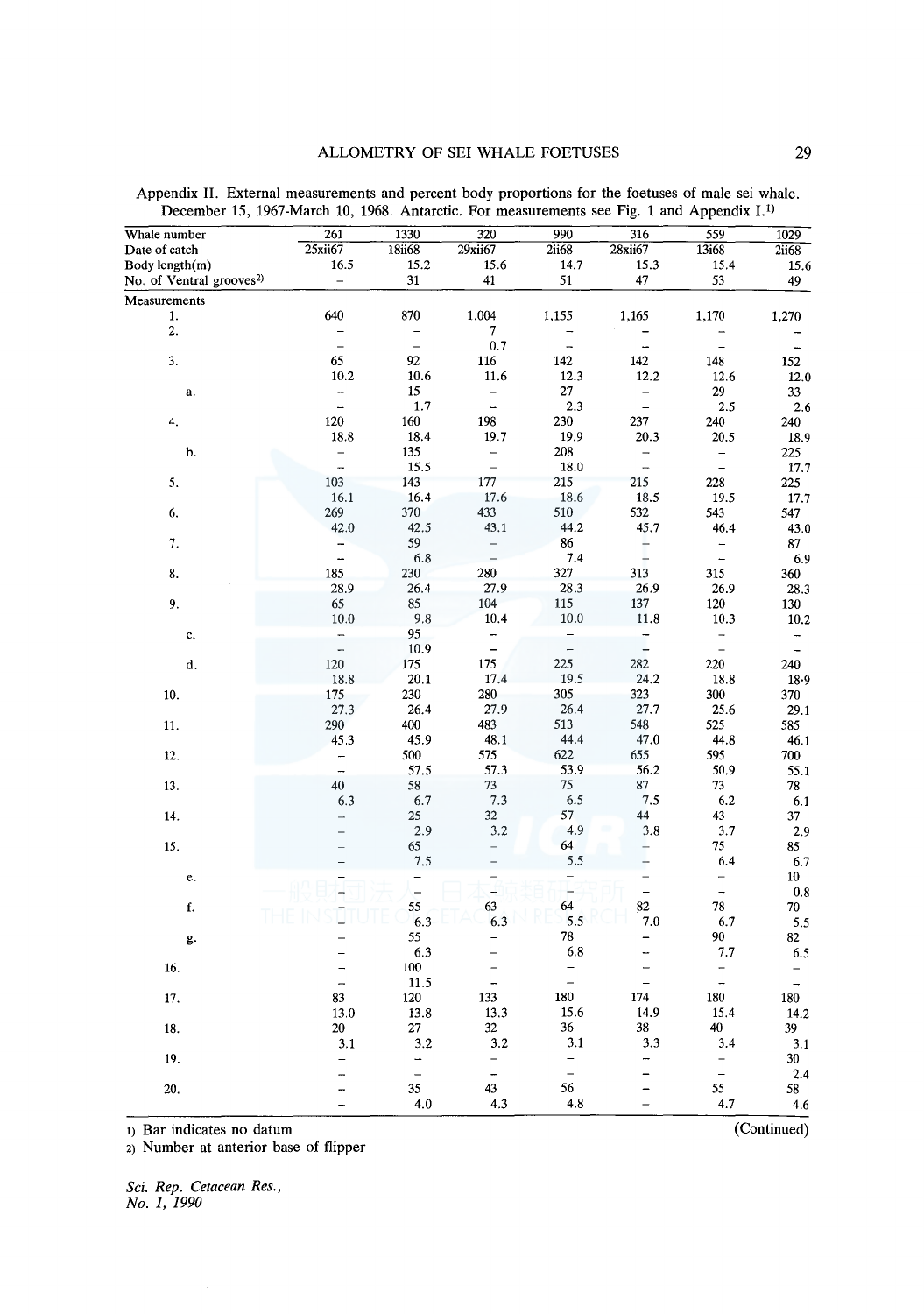Appendix II. External measurements and percent body proportions for the foetuses of male sei whale. December 15, 1967-March 10, 1968. Antarctic. For measurements see Fig. 1 and Appendix I.[1)]

| Whale number | 261 | 1330 | 320 | 990 | 316 | 559 | 1029 |
|---|---|---|---|---|---|---|---|
| Date of catch | 25xii67 | 18ii68 | 29xii67 | 2ii68 | 28xii67 | 13i68 | 2ii68 |
| Body length(m) | 16.5 | 15.2 | 15.6 | 14.7 | 15.3 | 15.4 | 15.6 |
| No. of Ventral grooves[2)] | – | 31 | 41 | 51 | 47 | 53 | 49 |
| Measurements | | | | | | | |
| 1. | 640 | 870 | 1,004 | 1,155 | 1,165 | 1,170 | 1,270 |
| 2. | – | – | 7 | – | – | – | – |
| | – | – | 0.7 | – | – | – | – |
| 3. | 65 | 92 | 116 | 142 | 142 | 148 | 152 |
| | 10.2 | 10.6 | 11.6 | 12.3 | 12.2 | 12.6 | 12.0 |
| a. | – | 15 | – | 27 | – | 29 | 33 |
| | – | 1.7 | – | 2.3 | – | 2.5 | 2.6 |
| 4. | 120 | 160 | 198 | 230 | 237 | 240 | 240 |
| | 18.8 | 18.4 | 19.7 | 19.9 | 20.3 | 20.5 | 18.9 |
| b. | – | 135 | – | 208 | – | – | 225 |
| | – | 15.5 | – | 18.0 | – | – | 17.7 |
| 5. | 103 | 143 | 177 | 215 | 215 | 228 | 225 |
| | 16.1 | 16.4 | 17.6 | 18.6 | 18.5 | 19.5 | 17.7 |
| 6. | 269 | 370 | 433 | 510 | 532 | 543 | 547 |
| | 42.0 | 42.5 | 43.1 | 44.2 | 45.7 | 46.4 | 43.0 |
| 7. | – | 59 | – | 86 | – | – | 87 |
| | – | 6.8 | – | 7.4 | – | – | 6.9 |
| 8. | 185 | 230 | 280 | 327 | 313 | 315 | 360 |
| | 28.9 | 26.4 | 27.9 | 28.3 | 26.9 | 26.9 | 28.3 |
| 9. | 65 | 85 | 104 | 115 | 137 | 120 | 130 |
| | 10.0 | 9.8 | 10.4 | 10.0 | 11.8 | 10.3 | 10.2 |
| c. | – | 95 | – | – | – | – | – |
| | – | 10.9 | – | – | – | – | – |
| d. | 120 | 175 | 175 | 225 | 282 | 220 | 240 |
| | 18.8 | 20.1 | 17.4 | 19.5 | 24.2 | 18.8 | 18.9 |
| 10. | 175 | 230 | 280 | 305 | 323 | 300 | 370 |
| | 27.3 | 26.4 | 27.9 | 26.4 | 27.7 | 25.6 | 29.1 |
| 11. | 290 | 400 | 483 | 513 | 548 | 525 | 585 |
| | 45.3 | 45.9 | 48.1 | 44.4 | 47.0 | 44.8 | 46.1 |
| 12. | – | 500 | 575 | 622 | 655 | 595 | 700 |
| | – | 57.5 | 57.3 | 53.9 | 56.2 | 50.9 | 55.1 |
| 13. | 40 | 58 | 73 | 75 | 87 | 73 | 78 |
| | 6.3 | 6.7 | 7.3 | 6.5 | 7.5 | 6.2 | 6.1 |
| 14. | – | 25 | 32 | 57 | 44 | 43 | 37 |
| | – | 2.9 | 3.2 | 4.9 | 3.8 | 3.7 | 2.9 |
| 15. | – | 65 | – | 64 | – | 75 | 85 |
| | – | 7.5 | – | 5.5 | – | 6.4 | 6.7 |
| e. | – | – | – | – | – | – | 10 |
| | – | – | – | – | – | – | 0.8 |
| f. | – | 55 | 63 | 64 | 82 | 78 | 70 |
| | – | 6.3 | 6.3 | 5.5 | 7.0 | 6.7 | 5.5 |
| g. | – | 55 | – | 78 | – | 90 | 82 |
| | – | 6.3 | – | 6.8 | – | 7.7 | 6.5 |
| 16. | – | 100 | – | – | – | – | – |
| | – | 11.5 | – | – | – | – | – |
| 17. | 83 | 120 | 133 | 180 | 174 | 180 | 180 |
| | 13.0 | 13.8 | 13.3 | 15.6 | 14.9 | 15.4 | 14.2 |
| 18. | 20 | 27 | 32 | 36 | 38 | 40 | 39 |
| | 3.1 | 3.2 | 3.2 | 3.1 | 3.3 | 3.4 | 3.1 |
| 19. | – | – | – | – | – | – | 30 |
| | – | – | – | – | – | – | 2.4 |
| 20. | – | 35 | 43 | 56 | – | 55 | 58 |
| | – | 4.0 | 4.3 | 4.8 | – | 4.7 | 4.6 |

1) Bar indicates no datum

2) Number at anterior base of flipper

(Continued)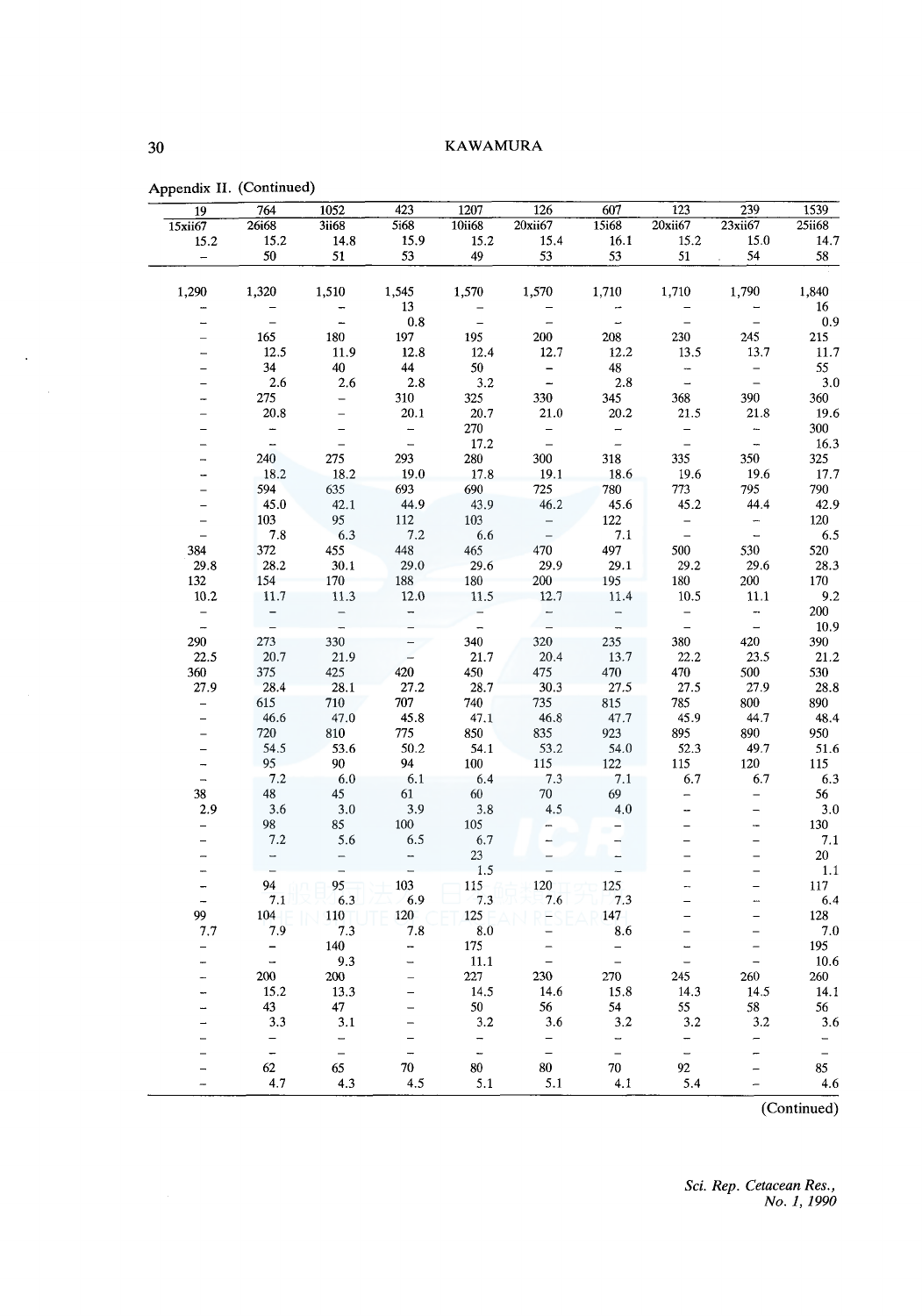Appendix II. (Continued)

| 19 | 764 | 1052 | 423 | 1207 | 126 | 607 | 123 | 239 | 1539 |
|---|---|---|---|---|---|---|---|---|---|
| 15xii67 | 26i68 | 3ii68 | 5i68 | 10ii68 | 20xii67 | 15i68 | 20xii67 | 23xii67 | 25ii68 |
| 15.2 | 15.2 | 14.8 | 15.9 | 15.2 | 15.4 | 16.1 | 15.2 | 15.0 | 14.7 |
| – | 50 | 51 | 53 | 49 | 53 | 53 | 51 | 54 | 58 |
| 1,290 | 1,320 | 1,510 | 1,545 | 1,570 | 1,570 | 1,710 | 1,710 | 1,790 | 1,840 |
| – | – | – | 13 | – | – | – | – | – | 16 |
| – | – | – | 0.8 | – | – | – | – | – | 0.9 |
| – | 165 | 180 | 197 | 195 | 200 | 208 | 230 | 245 | 215 |
| – | 12.5 | 11.9 | 12.8 | 12.4 | 12.7 | 12.2 | 13.5 | 13.7 | 11.7 |
| – | 34 | 40 | 44 | 50 | – | 48 | – | – | 55 |
| – | 2.6 | 2.6 | 2.8 | 3.2 | – | 2.8 | – | – | 3.0 |
| – | 275 | – | 310 | 325 | 330 | 345 | 368 | 390 | 360 |
| – | 20.8 | – | 20.1 | 20.7 | 21.0 | 20.2 | 21.5 | 21.8 | 19.6 |
| – | – | – | – | 270 | – | – | – | – | 300 |
| – | – | – | – | 17.2 | – | – | – | – | 16.3 |
| – | 240 | 275 | 293 | 280 | 300 | 318 | 335 | 350 | 325 |
| – | 18.2 | 18.2 | 19.0 | 17.8 | 19.1 | 18.6 | 19.6 | 19.6 | 17.7 |
| – | 594 | 635 | 693 | 690 | 725 | 780 | 773 | 795 | 790 |
| – | 45.0 | 42.1 | 44.9 | 43.9 | 46.2 | 45.6 | 45.2 | 44.4 | 42.9 |
| – | 103 | 95 | 112 | 103 | – | 122 | – | – | 120 |
| – | 7.8 | 6.3 | 7.2 | 6.6 | – | 7.1 | – | – | 6.5 |
| 384 | 372 | 455 | 448 | 465 | 470 | 497 | 500 | 530 | 520 |
| 29.8 | 28.2 | 30.1 | 29.0 | 29.6 | 29.9 | 29.1 | 29.2 | 29.6 | 28.3 |
| 132 | 154 | 170 | 188 | 180 | 200 | 195 | 180 | 200 | 170 |
| 10.2 | 11.7 | 11.3 | 12.0 | 11.5 | 12.7 | 11.4 | 10.5 | 11.1 | 9.2 |
| – | – | – | – | – | – | – | – | – | 200 |
| – | – | – | – | – | – | – | – | – | 10.9 |
| 290 | 273 | 330 | – | 340 | 320 | 235 | 380 | 420 | 390 |
| 22.5 | 20.7 | 21.9 | – | 21.7 | 20.4 | 13.7 | 22.2 | 23.5 | 21.2 |
| 360 | 375 | 425 | 420 | 450 | 475 | 470 | 470 | 500 | 530 |
| 27.9 | 28.4 | 28.1 | 27.2 | 28.7 | 30.3 | 27.5 | 27.5 | 27.9 | 28.8 |
| – | 615 | 710 | 707 | 740 | 735 | 815 | 785 | 800 | 890 |
| – | 46.6 | 47.0 | 45.8 | 47.1 | 46.8 | 47.7 | 45.9 | 44.7 | 48.4 |
| – | 720 | 810 | 775 | 850 | 835 | 923 | 895 | 890 | 950 |
| – | 54.5 | 53.6 | 50.2 | 54.1 | 53.2 | 54.0 | 52.3 | 49.7 | 51.6 |
| – | 95 | 90 | 94 | 100 | 115 | 122 | 115 | 120 | 115 |
| – | 7.2 | 6.0 | 6.1 | 6.4 | 7.3 | 7.1 | 6.7 | 6.7 | 6.3 |
| 38 | 48 | 45 | 61 | 60 | 70 | 69 | – | – | 56 |
| 2.9 | 3.6 | 3.0 | 3.9 | 3.8 | 4.5 | 4.0 | – | – | 3.0 |
| – | 98 | 85 | 100 | 105 | – | – | – | – | 130 |
| – | 7.2 | 5.6 | 6.5 | 6.7 | – | – | – | – | 7.1 |
| – | – | – | – | 23 | – | – | – | – | 20 |
| – | – | – | – | 1.5 | – | – | – | – | 1.1 |
| – | 94 | 95 | 103 | 115 | 120 | 125 | – | – | 117 |
| – | 7.1 | 6.3 | 6.9 | 7.3 | 7.6 | 7.3 | – | – | 6.4 |
| 99 | 104 | 110 | 120 | 125 | – | 147 | – | – | 128 |
| 7.7 | 7.9 | 7.3 | 7.8 | 8.0 | – | 8.6 | – | – | 7.0 |
| – | – | 140 | – | 175 | – | – | – | – | 195 |
| – | – | 9.3 | – | 11.1 | – | – | – | – | 10.6 |
| – | 200 | 200 | – | 227 | 230 | 270 | 245 | 260 | 260 |
| – | 15.2 | 13.3 | – | 14.5 | 14.6 | 15.8 | 14.3 | 14.5 | 14.1 |
| – | 43 | 47 | – | 50 | 56 | 54 | 55 | 58 | 56 |
| – | 3.3 | 3.1 | – | 3.2 | 3.6 | 3.2 | 3.2 | 3.2 | 3.6 |
| – | – | – | – | – | – | – | – | – | – |
| – | – | – | – | – | – | – | – | – | – |
| – | 62 | 65 | 70 | 80 | 80 | 70 | 92 | – | 85 |
| – | 4.7 | 4.3 | 4.5 | 5.1 | 5.1 | 4.1 | 5.4 | – | 4.6 |

(Continued)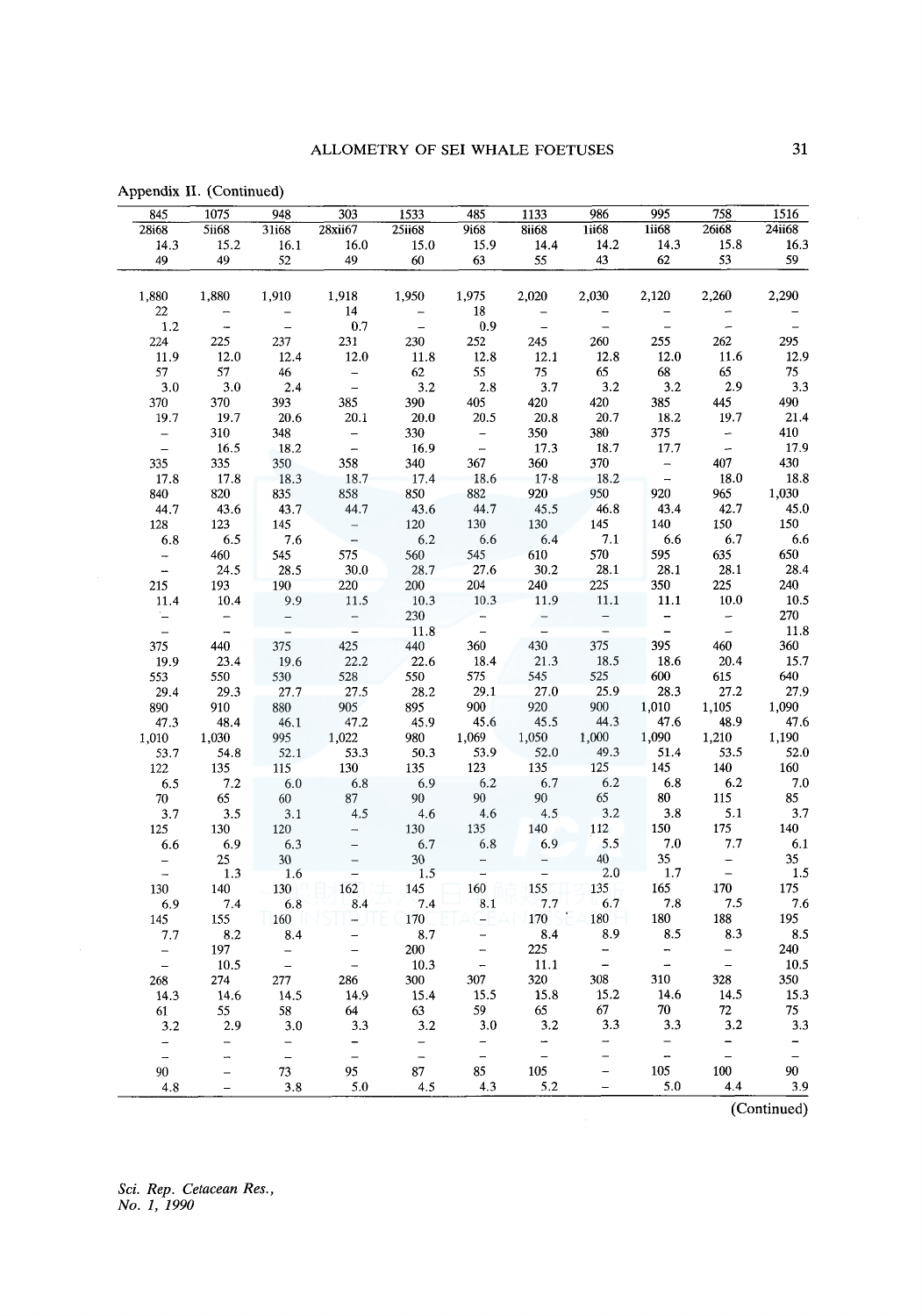Appendix II. (Continued)

| 845 | 1075 | 948 | 303 | 1533 | 485 | 1133 | 986 | 995 | 758 | 1516 |
|---|---|---|---|---|---|---|---|---|---|---|
| 28ii68 | 5ii68 | 31i68 | 28xii67 | 25ii68 | 9i68 | 8ii68 | 1ii68 | 1ii68 | 26i68 | 24ii68 |
| 14.3 | 15.2 | 16.1 | 16.0 | 15.0 | 15.9 | 14.4 | 14.2 | 14.3 | 15.8 | 16.3 |
| 49 | 49 | 52 | 49 | 60 | 63 | 55 | 43 | 62 | 53 | 59 |
| | | | | | | | | | | |
| 1,880 | 1,880 | 1,910 | 1,918 | 1,950 | 1,975 | 2,020 | 2,030 | 2,120 | 2,260 | 2,290 |
| 22 | – | – | 14 | – | 18 | – | – | – | – | – |
| 1.2 | – | – | 0.7 | – | 0.9 | – | – | – | – | – |
| 224 | 225 | 237 | 231 | 230 | 252 | 245 | 260 | 255 | 262 | 295 |
| 11.9 | 12.0 | 12.4 | 12.0 | 11.8 | 12.8 | 12.1 | 12.8 | 12.0 | 11.6 | 12.9 |
| 57 | 57 | 46 | – | 62 | 55 | 75 | 65 | 68 | 65 | 75 |
| 3.0 | 3.0 | 2.4 | – | 3.2 | 2.8 | 3.7 | 3.2 | 3.2 | 2.9 | 3.3 |
| 370 | 370 | 393 | 385 | 390 | 405 | 420 | 420 | 385 | 445 | 490 |
| 19.7 | 19.7 | 20.6 | 20.1 | 20.0 | 20.5 | 20.8 | 20.7 | 18.2 | 19.7 | 21.4 |
| – | 310 | 348 | – | 330 | – | 350 | 380 | 375 | – | 410 |
| – | 16.5 | 18.2 | – | 16.9 | – | 17.3 | 18.7 | 17.7 | – | 17.9 |
| 335 | 335 | 350 | 358 | 340 | 367 | 360 | 370 | – | 407 | 430 |
| 17.8 | 17.8 | 18.3 | 18.7 | 17.4 | 18.6 | 17.8 | 18.2 | – | 18.0 | 18.8 |
| 840 | 820 | 835 | 858 | 850 | 882 | 920 | 950 | 920 | 965 | 1,030 |
| 44.7 | 43.6 | 43.7 | 44.7 | 43.6 | 44.7 | 45.5 | 46.8 | 43.4 | 42.7 | 45.0 |
| 128 | 123 | 145 | – | 120 | 130 | 130 | 145 | 140 | 150 | 150 |
| 6.8 | 6.5 | 7.6 | – | 6.2 | 6.6 | 6.4 | 7.1 | 6.6 | 6.7 | 6.6 |
| – | 460 | 545 | 575 | 560 | 545 | 610 | 570 | 595 | 635 | 650 |
| – | 24.5 | 28.5 | 30.0 | 28.7 | 27.6 | 30.2 | 28.1 | 28.1 | 28.1 | 28.4 |
| 215 | 193 | 190 | 220 | 200 | 204 | 240 | 225 | 350 | 225 | 240 |
| 11.4 | 10.4 | 9.9 | 11.5 | 10.3 | 10.3 | 11.9 | 11.1 | 11.1 | 10.0 | 10.5 |
| – | – | – | – | 230 | – | – | – | – | – | 270 |
| – | – | – | – | 11.8 | – | – | – | – | – | 11.8 |
| 375 | 440 | 375 | 425 | 440 | 360 | 430 | 375 | 395 | 460 | 360 |
| 19.9 | 23.4 | 19.6 | 22.2 | 22.6 | 18.4 | 21.3 | 18.5 | 18.6 | 20.4 | 15.7 |
| 553 | 550 | 530 | 528 | 550 | 575 | 545 | 525 | 600 | 615 | 640 |
| 29.4 | 29.3 | 27.7 | 27.5 | 28.2 | 29.1 | 27.0 | 25.9 | 28.3 | 27.2 | 27.9 |
| 890 | 910 | 880 | 905 | 895 | 900 | 920 | 900 | 1,010 | 1,105 | 1,090 |
| 47.3 | 48.4 | 46.1 | 47.2 | 45.9 | 45.6 | 45.5 | 44.3 | 47.6 | 48.9 | 47.6 |
| 1,010 | 1,030 | 995 | 1,022 | 980 | 1,069 | 1,050 | 1,000 | 1,090 | 1,210 | 1,190 |
| 53.7 | 54.8 | 52.1 | 53.3 | 50.3 | 53.9 | 52.0 | 49.3 | 51.4 | 53.5 | 52.0 |
| 122 | 135 | 115 | 130 | 135 | 123 | 135 | 125 | 145 | 140 | 160 |
| 6.5 | 7.2 | 6.0 | 6.8 | 6.9 | 6.2 | 6.7 | 6.2 | 6.8 | 6.2 | 7.0 |
| 70 | 65 | 60 | 87 | 90 | 90 | 90 | 65 | 80 | 115 | 85 |
| 3.7 | 3.5 | 3.1 | 4.5 | 4.6 | 4.6 | 4.5 | 3.2 | 3.8 | 5.1 | 3.7 |
| 125 | 130 | 120 | – | 130 | 135 | 140 | 112 | 150 | 175 | 140 |
| 6.6 | 6.9 | 6.3 | – | 6.7 | 6.8 | 6.9 | 5.5 | 7.0 | 7.7 | 6.1 |
| – | 25 | 30 | – | 30 | – | – | 40 | 35 | – | 35 |
| – | 1.3 | 1.6 | – | 1.5 | – | – | 2.0 | 1.7 | – | 1.5 |
| 130 | 140 | 130 | 162 | 145 | 160 | 155 | 135 | 165 | 170 | 175 |
| 6.9 | 7.4 | 6.8 | 8.4 | 7.4 | 8.1 | 7.7 | 6.7 | 7.8 | 7.5 | 7.6 |
| 145 | 155 | 160 | – | 170 | – | 170 | 180 | 180 | 188 | 195 |
| 7.7 | 8.2 | 8.4 | – | 8.7 | – | 8.4 | 8.9 | 8.5 | 8.3 | 8.5 |
| – | 197 | – | – | 200 | – | 225 | – | – | – | 240 |
| – | 10.5 | – | – | 10.3 | – | 11.1 | – | – | – | 10.5 |
| 268 | 274 | 277 | 286 | 300 | 307 | 320 | 308 | 310 | 328 | 350 |
| 14.3 | 14.6 | 14.5 | 14.9 | 15.4 | 15.5 | 15.8 | 15.2 | 14.6 | 14.5 | 15.3 |
| 61 | 55 | 58 | 64 | 63 | 59 | 65 | 67 | 70 | 72 | 75 |
| 3.2 | 2.9 | 3.0 | 3.3 | 3.2 | 3.0 | 3.2 | 3.3 | 3.3 | 3.2 | 3.3 |
| – | – | – | – | – | – | – | – | – | – | – |
| – | – | – | – | – | – | – | – | – | – | – |
| 90 | – | 73 | 95 | 87 | 85 | 105 | – | 105 | 100 | 90 |
| 4.8 | – | 3.8 | 5.0 | 4.5 | 4.3 | 5.2 | – | 5.0 | 4.4 | 3.9 |

(Continued)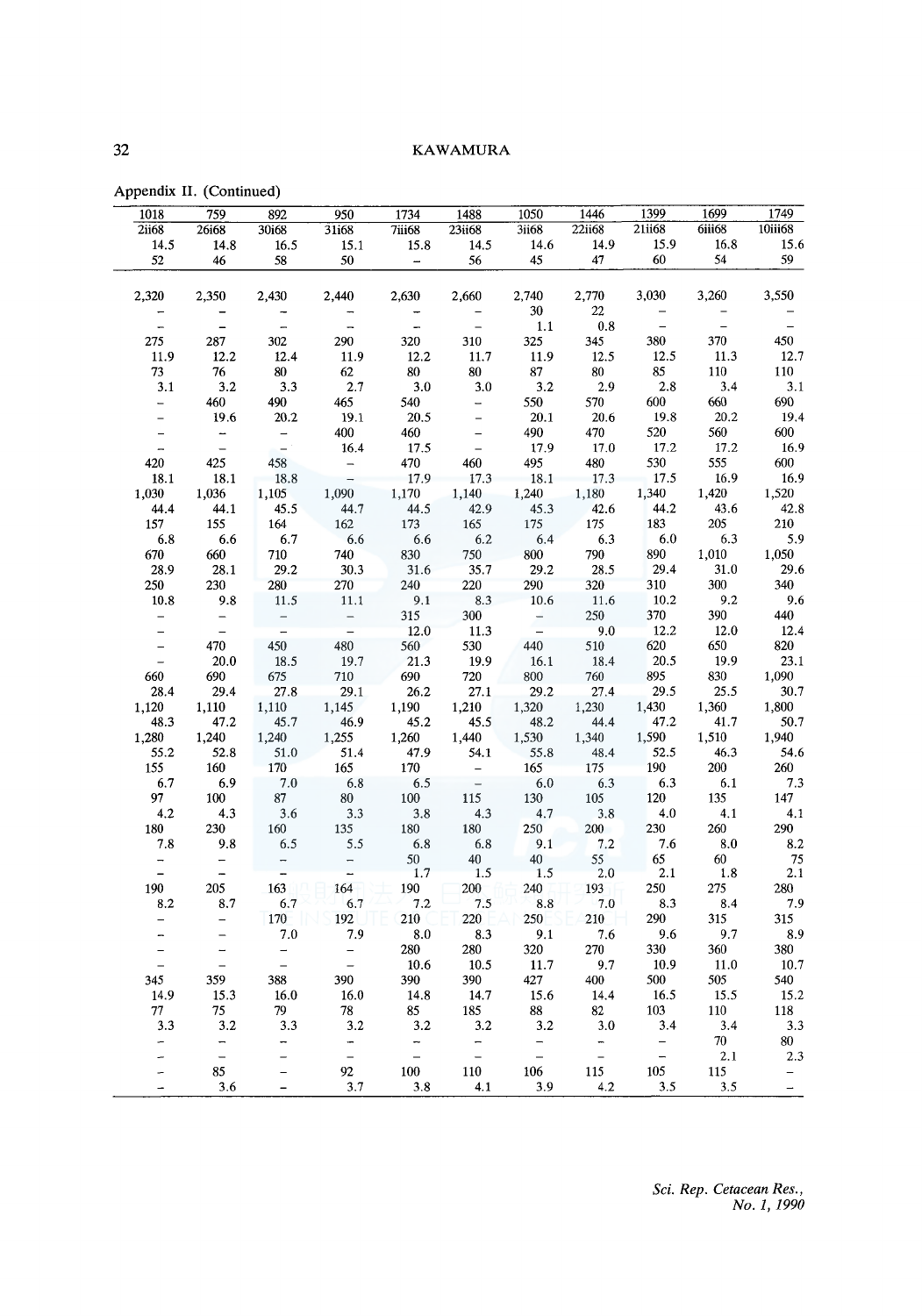Appendix II. (Continued)

| 1018 | 759 | 892 | 950 | 1734 | 1488 | 1050 | 1446 | 1399 | 1699 | 1749 |
|---|---|---|---|---|---|---|---|---|---|---|
| 2ii68 | 26i68 | 30i68 | 31i68 | 7iii68 | 23ii68 | 3ii68 | 22ii68 | 21ii68 | 6iii68 | 10iii68 |
| 14.5 | 14.8 | 16.5 | 15.1 | 15.8 | 14.5 | 14.6 | 14.9 | 15.9 | 16.8 | 15.6 |
| 52 | 46 | 58 | 50 | – | 56 | 45 | 47 | 60 | 54 | 59 |
| 2,320 | 2,350 | 2,430 | 2,440 | 2,630 | 2,660 | 2,740 | 2,770 | 3,030 | 3,260 | 3,550 |
| – | – | – | – | – | – | 30 | 22 | – | – | – |
| – | – | – | – | – | – | 1.1 | 0.8 | – | – | – |
| 275 | 287 | 302 | 290 | 320 | 310 | 325 | 345 | 380 | 370 | 450 |
| 11.9 | 12.2 | 12.4 | 11.9 | 12.2 | 11.7 | 11.9 | 12.5 | 12.5 | 11.3 | 12.7 |
| 73 | 76 | 80 | 62 | 80 | 80 | 87 | 80 | 85 | 110 | 110 |
| 3.1 | 3.2 | 3.3 | 2.7 | 3.0 | 3.0 | 3.2 | 2.9 | 2.8 | 3.4 | 3.1 |
| – | 460 | 490 | 465 | 540 | – | 550 | 570 | 600 | 660 | 690 |
| – | 19.6 | 20.2 | 19.1 | 20.5 | – | 20.1 | 20.6 | 19.8 | 20.2 | 19.4 |
| – | – | – | 400 | 460 | – | 490 | 470 | 520 | 560 | 600 |
| – | – | – | 16.4 | 17.5 | – | 17.9 | 17.0 | 17.2 | 17.2 | 16.9 |
| 420 | 425 | 458 | – | 470 | 460 | 495 | 480 | 530 | 555 | 600 |
| 18.1 | 18.1 | 18.8 | – | 17.9 | 17.3 | 18.1 | 17.3 | 17.5 | 16.9 | 16.9 |
| 1,030 | 1,036 | 1,105 | 1,090 | 1,170 | 1,140 | 1,240 | 1,180 | 1,340 | 1,420 | 1,520 |
| 44.4 | 44.1 | 45.5 | 44.7 | 44.5 | 42.9 | 45.3 | 42.6 | 44.2 | 43.6 | 42.8 |
| 157 | 155 | 164 | 162 | 173 | 165 | 175 | 175 | 183 | 205 | 210 |
| 6.8 | 6.6 | 6.7 | 6.6 | 6.6 | 6.2 | 6.4 | 6.3 | 6.0 | 6.3 | 5.9 |
| 670 | 660 | 710 | 740 | 830 | 750 | 800 | 790 | 890 | 1,010 | 1,050 |
| 28.9 | 28.1 | 29.2 | 30.3 | 31.6 | 35.7 | 29.2 | 28.5 | 29.4 | 31.0 | 29.6 |
| 250 | 230 | 280 | 270 | 240 | 220 | 290 | 320 | 310 | 300 | 340 |
| 10.8 | 9.8 | 11.5 | 11.1 | 9.1 | 8.3 | 10.6 | 11.6 | 10.2 | 9.2 | 9.6 |
| – | – | – | – | 315 | 300 | – | 250 | 370 | 390 | 440 |
| – | – | – | – | 12.0 | 11.3 | – | 9.0 | 12.2 | 12.0 | 12.4 |
| – | 470 | 450 | 480 | 560 | 530 | 440 | 510 | 620 | 650 | 820 |
| – | 20.0 | 18.5 | 19.7 | 21.3 | 19.9 | 16.1 | 18.4 | 20.5 | 19.9 | 23.1 |
| 660 | 690 | 675 | 710 | 690 | 720 | 800 | 760 | 895 | 830 | 1,090 |
| 28.4 | 29.4 | 27.8 | 29.1 | 26.2 | 27.1 | 29.2 | 27.4 | 29.5 | 25.5 | 30.7 |
| 1,120 | 1,110 | 1,110 | 1,145 | 1,190 | 1,210 | 1,320 | 1,230 | 1,430 | 1,360 | 1,800 |
| 48.3 | 47.2 | 45.7 | 46.9 | 45.2 | 45.5 | 48.2 | 44.4 | 47.2 | 41.7 | 50.7 |
| 1,280 | 1,240 | 1,240 | 1,255 | 1,260 | 1,440 | 1,530 | 1,340 | 1,590 | 1,510 | 1,940 |
| 55.2 | 52.8 | 51.0 | 51.4 | 47.9 | 54.1 | 55.8 | 48.4 | 52.5 | 46.3 | 54.6 |
| 155 | 160 | 170 | 165 | 170 | – | 165 | 175 | 190 | 200 | 260 |
| 6.7 | 6.9 | 7.0 | 6.8 | 6.5 | – | 6.0 | 6.3 | 6.3 | 6.1 | 7.3 |
| 97 | 100 | 87 | 80 | 100 | 115 | 130 | 105 | 120 | 135 | 147 |
| 4.2 | 4.3 | 3.6 | 3.3 | 3.8 | 4.3 | 4.7 | 3.8 | 4.0 | 4.1 | 4.1 |
| 180 | 230 | 160 | 135 | 180 | 180 | 250 | 200 | 230 | 260 | 290 |
| 7.8 | 9.8 | 6.5 | 5.5 | 6.8 | 6.8 | 9.1 | 7.2 | 7.6 | 8.0 | 8.2 |
| – | – | – | – | 50 | 40 | 40 | 55 | 65 | 60 | 75 |
| – | – | – | – | 1.7 | 1.5 | 1.5 | 2.0 | 2.1 | 1.8 | 2.1 |
| 190 | 205 | 163 | 164 | 190 | 200 | 240 | 193 | 250 | 275 | 280 |
| 8.2 | 8.7 | 6.7 | 6.7 | 7.2 | 7.5 | 8.8 | 7.0 | 8.3 | 8.4 | 7.9 |
| – | – | 170 | 192 | 210 | 220 | 250 | 210 | 290 | 315 | 315 |
| – | – | 7.0 | 7.9 | 8.0 | 8.3 | 9.1 | 7.6 | 9.6 | 9.7 | 8.9 |
| – | – | – | – | 280 | 280 | 320 | 270 | 330 | 360 | 380 |
| – | – | – | – | 10.6 | 10.5 | 11.7 | 9.7 | 10.9 | 11.0 | 10.7 |
| 345 | 359 | 388 | 390 | 390 | 390 | 427 | 400 | 500 | 505 | 540 |
| 14.9 | 15.3 | 16.0 | 16.0 | 14.8 | 14.7 | 15.6 | 14.4 | 16.5 | 15.5 | 15.2 |
| 77 | 75 | 79 | 78 | 85 | 185 | 88 | 82 | 103 | 110 | 118 |
| 3.3 | 3.2 | 3.3 | 3.2 | 3.2 | 3.2 | 3.2 | 3.0 | 3.4 | 3.4 | 3.3 |
| – | – | – | – | – | – | – | – | – | 70 | 80 |
| – | – | – | – | – | – | – | – | – | 2.1 | 2.3 |
| – | 85 | – | 92 | 100 | 110 | 106 | 115 | 105 | 115 | – |
| – | 3.6 | – | 3.7 | 3.8 | 4.1 | 3.9 | 4.2 | 3.5 | 3.5 | – |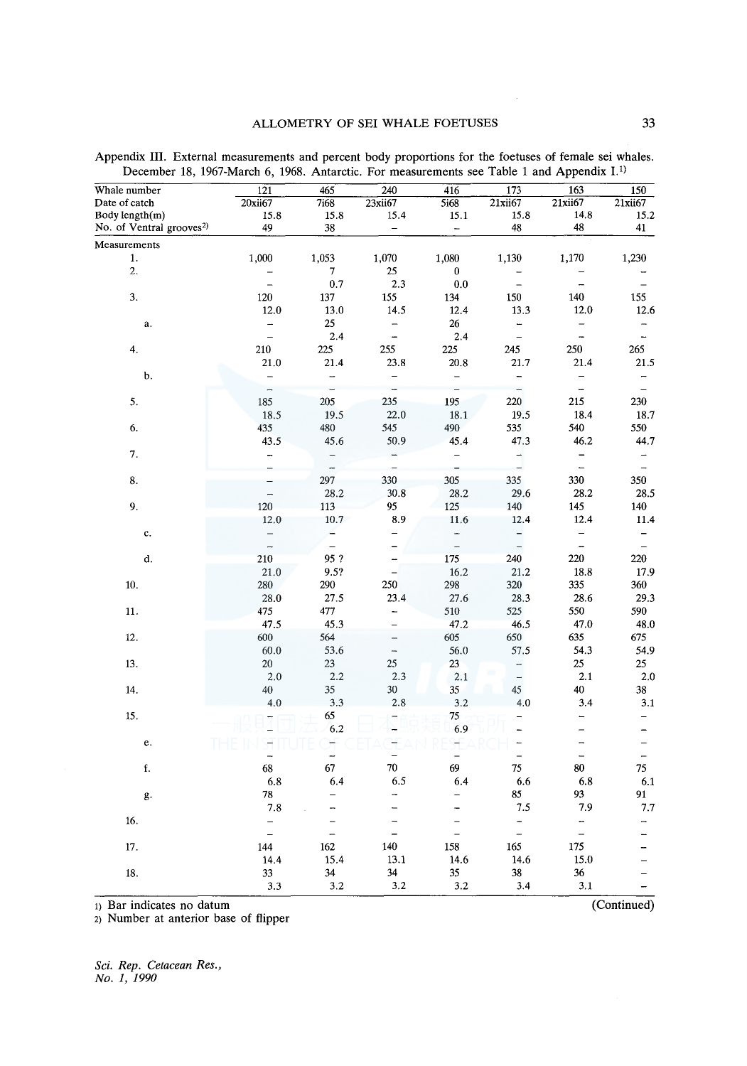Appendix III. External measurements and percent body proportions for the foetuses of female sei whales. December 18, 1967-March 6, 1968. Antarctic. For measurements see Table 1 and Appendix I.[1)]

| Whale number | 121 | 465 | 240 | 416 | 173 | 163 | 150 |
|---|---|---|---|---|---|---|---|
| Date of catch | 20xii67 | 7i68 | 23xii67 | 5i68 | 21xii67 | 21xii67 | 21xii67 |
| Body length(m) | 15.8 | 15.8 | 15.4 | 15.1 | 15.8 | 14.8 | 15.2 |
| No. of Ventral grooves[2)] | 49 | 38 | – | – | 48 | 48 | 41 |
| Measurements | | | | | | | |
| 1. | 1,000 | 1,053 | 1,070 | 1,080 | 1,130 | 1,170 | 1,230 |
| 2. | – | 7 | 25 | 0 | – | – | – |
| | – | 0.7 | 2.3 | 0.0 | – | – | – |
| 3. | 120 | 137 | 155 | 134 | 150 | 140 | 155 |
| | 12.0 | 13.0 | 14.5 | 12.4 | 13.3 | 12.0 | 12.6 |
| a. | – | 25 | – | 26 | – | – | – |
| | – | 2.4 | – | 2.4 | – | – | – |
| 4. | 210 | 225 | 255 | 225 | 245 | 250 | 265 |
| | 21.0 | 21.4 | 23.8 | 20.8 | 21.7 | 21.4 | 21.5 |
| b. | – | – | – | – | – | – | – |
| | – | – | – | – | – | – | – |
| 5. | 185 | 205 | 235 | 195 | 220 | 215 | 230 |
| | 18.5 | 19.5 | 22.0 | 18.1 | 19.5 | 18.4 | 18.7 |
| 6. | 435 | 480 | 545 | 490 | 535 | 540 | 550 |
| | 43.5 | 45.6 | 50.9 | 45.4 | 47.3 | 46.2 | 44.7 |
| 7. | – | – | – | – | – | – | – |
| | – | – | – | – | – | – | – |
| 8. | – | 297 | 330 | 305 | 335 | 330 | 350 |
| | – | 28.2 | 30.8 | 28.2 | 29.6 | 28.2 | 28.5 |
| 9. | 120 | 113 | 95 | 125 | 140 | 145 | 140 |
| | 12.0 | 10.7 | 8.9 | 11.6 | 12.4 | 12.4 | 11.4 |
| c. | – | – | – | – | – | – | – |
| | – | – | – | – | – | – | – |
| d. | 210 | 95 ? | – | 175 | 240 | 220 | 220 |
| | 21.0 | 9.5? | – | 16.2 | 21.2 | 18.8 | 17.9 |
| 10. | 280 | 290 | 250 | 298 | 320 | 335 | 360 |
| | 28.0 | 27.5 | 23.4 | 27.6 | 28.3 | 28.6 | 29.3 |
| 11. | 475 | 477 | – | 510 | 525 | 550 | 590 |
| | 47.5 | 45.3 | – | 47.2 | 46.5 | 47.0 | 48.0 |
| 12. | 600 | 564 | – | 605 | 650 | 635 | 675 |
| | 60.0 | 53.6 | – | 56.0 | 57.5 | 54.3 | 54.9 |
| 13. | 20 | 23 | 25 | 23 | – | 25 | 25 |
| | 2.0 | 2.2 | 2.3 | 2.1 | – | 2.1 | 2.0 |
| 14. | 40 | 35 | 30 | 35 | 45 | 40 | 38 |
| | 4.0 | 3.3 | 2.8 | 3.2 | 4.0 | 3.4 | 3.1 |
| 15. | – | 65 | – | 75 | – | – | – |
| | – | 6.2 | – | 6.9 | – | – | – |
| e. | – | – | – | – | – | – | – |
| | – | – | – | – | – | – | – |
| f. | 68 | 67 | 70 | 69 | 75 | 80 | 75 |
| | 6.8 | 6.4 | 6.5 | 6.4 | 6.6 | 6.8 | 6.1 |
| g. | 78 | – | – | – | 85 | 93 | 91 |
| | 7.8 | – | – | – | 7.5 | 7.9 | 7.7 |
| 16. | – | – | – | – | – | – | – |
| | – | – | – | – | – | – | – |
| 17. | 144 | 162 | 140 | 158 | 165 | 175 | – |
| | 14.4 | 15.4 | 13.1 | 14.6 | 14.6 | 15.0 | – |
| 18. | 33 | 34 | 34 | 35 | 38 | 36 | – |
| | 3.3 | 3.2 | 3.2 | 3.2 | 3.4 | 3.1 | – |

1) Bar indicates no datum

2) Number at anterior base of flipper

(Continued)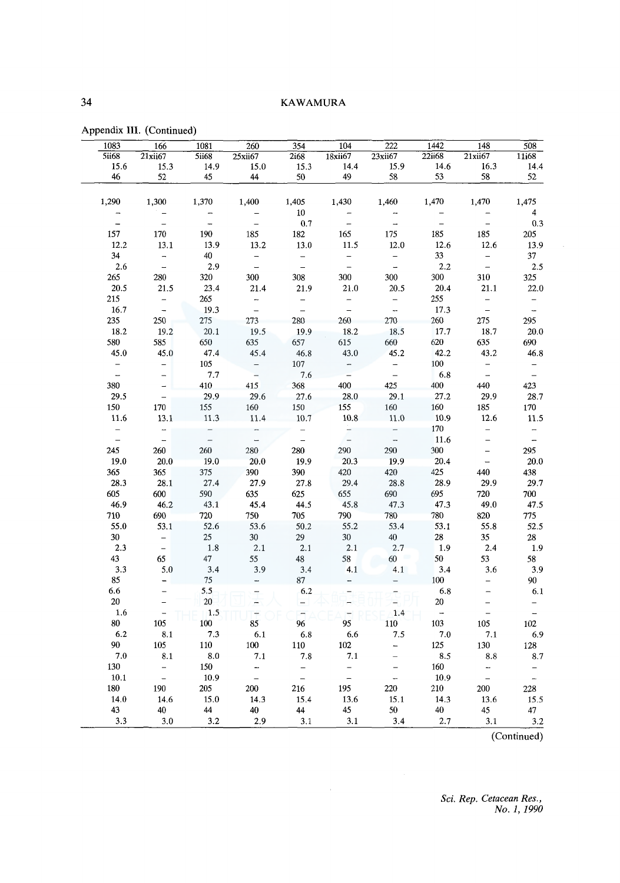Appendix III. (Continued)

| 1083 | 166 | 1081 | 260 | 354 | 104 | 222 | 1442 | 148 | 508 |
|---|---|---|---|---|---|---|---|---|---|
| 5ii68 | 21xii67 | 5ii68 | 25xii67 | 2i68 | 18xii67 | 23xii67 | 22ii68 | 21xii67 | 11i68 |
| 15.6 | 15.3 | 14.9 | 15.0 | 15.3 | 14.4 | 15.9 | 14.6 | 16.3 | 14.4 |
| 46 | 52 | 45 | 44 | 50 | 49 | 58 | 53 | 58 | 52 |
| 1,290 | 1,300 | 1,370 | 1,400 | 1,405 | 1,430 | 1,460 | 1,470 | 1,470 | 1,475 |
| – | – | – | – | 10 | – | – | – | – | 4 |
| – | – | – | – | 0.7 | – | – | – | – | 0.3 |
| 157 | 170 | 190 | 185 | 182 | 165 | 175 | 185 | 185 | 205 |
| 12.2 | 13.1 | 13.9 | 13.2 | 13.0 | 11.5 | 12.0 | 12.6 | 12.6 | 13.9 |
| 34 | – | 40 | – | – | – | – | 33 | – | 37 |
| 2.6 | – | 2.9 | – | – | – | – | 2.2 | – | 2.5 |
| 265 | 280 | 320 | 300 | 308 | 300 | 300 | 300 | 310 | 325 |
| 20.5 | 21.5 | 23.4 | 21.4 | 21.9 | 21.0 | 20.5 | 20.4 | 21.1 | 22.0 |
| 215 | – | 265 | – | – | – | – | 255 | – | – |
| 16.7 | – | 19.3 | – | – | – | – | 17.3 | – | – |
| 235 | 250 | 275 | 273 | 280 | 260 | 270 | 260 | 275 | 295 |
| 18.2 | 19.2 | 20.1 | 19.5 | 19.9 | 18.2 | 18.5 | 17.7 | 18.7 | 20.0 |
| 580 | 585 | 650 | 635 | 657 | 615 | 660 | 620 | 635 | 690 |
| 45.0 | 45.0 | 47.4 | 45.4 | 46.8 | 43.0 | 45.2 | 42.2 | 43.2 | 46.8 |
| – | – | 105 | – | 107 | – | – | 100 | – | – |
| – | – | 7.7 | – | 7.6 | – | – | 6.8 | – | – |
| 380 | – | 410 | 415 | 368 | 400 | 425 | 400 | 440 | 423 |
| 29.5 | – | 29.9 | 29.6 | 27.6 | 28.0 | 29.1 | 27.2 | 29.9 | 28.7 |
| 150 | 170 | 155 | 160 | 150 | 155 | 160 | 160 | 185 | 170 |
| 11.6 | 13.1 | 11.3 | 11.4 | 10.7 | 10.8 | 11.0 | 10.9 | 12.6 | 11.5 |
| – | – | – | – | – | – | – | 170 | – | – |
| – | – | – | – | – | – | – | 11.6 | – | – |
| 245 | 260 | 260 | 280 | 280 | 290 | 290 | 300 | – | 295 |
| 19.0 | 20.0 | 19.0 | 20.0 | 19.9 | 20.3 | 19.9 | 20.4 | – | 20.0 |
| 365 | 365 | 375 | 390 | 390 | 420 | 420 | 425 | 440 | 438 |
| 28.3 | 28.1 | 27.4 | 27.9 | 27.8 | 29.4 | 28.8 | 28.9 | 29.9 | 29.7 |
| 605 | 600 | 590 | 635 | 625 | 655 | 690 | 695 | 720 | 700 |
| 46.9 | 46.2 | 43.1 | 45.4 | 44.5 | 45.8 | 47.3 | 47.3 | 49.0 | 47.5 |
| 710 | 690 | 720 | 750 | 705 | 790 | 780 | 780 | 820 | 775 |
| 55.0 | 53.1 | 52.6 | 53.6 | 50.2 | 55.2 | 53.4 | 53.1 | 55.8 | 52.5 |
| 30 | – | 25 | 30 | 29 | 30 | 40 | 28 | 35 | 28 |
| 2.3 | – | 1.8 | 2.1 | 2.1 | 2.1 | 2.7 | 1.9 | 2.4 | 1.9 |
| 43 | 65 | 47 | 55 | 48 | 58 | 60 | 50 | 53 | 58 |
| 3.3 | 5.0 | 3.4 | 3.9 | 3.4 | 4.1 | 4.1 | 3.4 | 3.6 | 3.9 |
| 85 | – | 75 | – | 87 | – | – | 100 | – | 90 |
| 6.6 | – | 5.5 | – | 6.2 | – | – | 6.8 | – | 6.1 |
| 20 | – | 20 | – | – | – | – | 20 | – | – |
| 1.6 | – | 1.5 | – | – | – | 1.4 | – | – | – |
| 80 | 105 | 100 | 85 | 96 | 95 | 110 | 103 | 105 | 102 |
| 6.2 | 8.1 | 7.3 | 6.1 | 6.8 | 6.6 | 7.5 | 7.0 | 7.1 | 6.9 |
| 90 | 105 | 110 | 100 | 110 | 102 | – | 125 | 130 | 128 |
| 7.0 | 8.1 | 8.0 | 7.1 | 7.8 | 7.1 | – | 8.5 | 8.8 | 8.7 |
| 130 | – | 150 | – | – | – | – | 160 | – | – |
| 10.1 | – | 10.9 | – | – | – | – | 10.9 | – | – |
| 180 | 190 | 205 | 200 | 216 | 195 | 220 | 210 | 200 | 228 |
| 14.0 | 14.6 | 15.0 | 14.3 | 15.4 | 13.6 | 15.1 | 14.3 | 13.6 | 15.5 |
| 43 | 40 | 44 | 40 | 44 | 45 | 50 | 40 | 45 | 47 |
| 3.3 | 3.0 | 3.2 | 2.9 | 3.1 | 3.1 | 3.4 | 2.7 | 3.1 | 3.2 |

(Continued)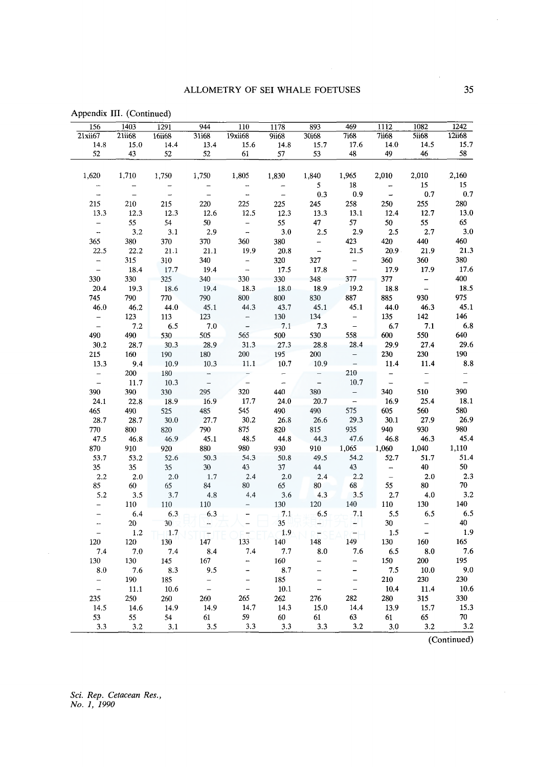Appendix III. (Continued)

| 156 | 1403 | 1291 | 944 | 110 | 1178 | 893 | 469 | 1112 | 1082 | 1242 |
|---|---|---|---|---|---|---|---|---|---|---|
| 21xii67 | 21ii68 | 16ii68 | 31i68 | 19xii68 | 9ii68 | 30i68 | 7i68 | 7ii68 | 5ii68 | 12ii68 |
| 14.8 | 15.0 | 14.4 | 13.4 | 15.6 | 14.8 | 15.7 | 17.6 | 14.0 | 14.5 | 15.7 |
| 52 | 43 | 52 | 52 | 61 | 57 | 53 | 48 | 49 | 46 | 58 |
| 1,620 | 1,710 | 1,750 | 1,750 | 1,805 | 1,830 | 1,840 | 1,965 | 2,010 | 2,010 | 2,160 |
| – | – | – | – | – | – | 5 | 18 | – | 15 | 15 |
| – | – | – | – | – | – | 0.3 | 0.9 | – | 0.7 | 0.7 |
| 215 | 210 | 215 | 220 | 225 | 225 | 245 | 258 | 250 | 255 | 280 |
| 13.3 | 12.3 | 12.3 | 12.6 | 12.5 | 12.3 | 13.3 | 13.1 | 12.4 | 12.7 | 13.0 |
| – | 55 | 54 | 50 | – | 55 | 47 | 57 | 50 | 55 | 65 |
| – | 3.2 | 3.1 | 2.9 | – | 3.0 | 2.5 | 2.9 | 2.5 | 2.7 | 3.0 |
| 365 | 380 | 370 | 370 | 360 | 380 | – | 423 | 420 | 440 | 460 |
| 22.5 | 22.2 | 21.1 | 21.1 | 19.9 | 20.8 | – | 21.5 | 20.9 | 21.9 | 21.3 |
| – | 315 | 310 | 340 | – | 320 | 327 | – | 360 | 360 | 380 |
| – | 18.4 | 17.7 | 19.4 | – | 17.5 | 17.8 | – | 17.9 | 17.9 | 17.6 |
| 330 | 330 | 325 | 340 | 330 | 330 | 348 | 377 | 377 | – | 400 |
| 20.4 | 19.3 | 18.6 | 19.4 | 18.3 | 18.0 | 18.9 | 19.2 | 18.8 | – | 18.5 |
| 745 | 790 | 770 | 790 | 800 | 800 | 830 | 887 | 885 | 930 | 975 |
| 46.0 | 46.2 | 44.0 | 45.1 | 44.3 | 43.7 | 45.1 | 45.1 | 44.0 | 46.3 | 45.1 |
| – | 123 | 113 | 123 | – | 130 | 134 | – | 135 | 142 | 146 |
| – | 7.2 | 6.5 | 7.0 | – | 7.1 | 7.3 | – | 6.7 | 7.1 | 6.8 |
| 490 | 490 | 530 | 505 | 565 | 500 | 530 | 558 | 600 | 550 | 640 |
| 30.2 | 28.7 | 30.3 | 28.9 | 31.3 | 27.3 | 28.8 | 28.4 | 29.9 | 27.4 | 29.6 |
| 215 | 160 | 190 | 180 | 200 | 195 | 200 | – | 230 | 230 | 190 |
| 13.3 | 9.4 | 10.9 | 10.3 | 11.1 | 10.7 | 10.9 | – | 11.4 | 11.4 | 8.8 |
| – | 200 | 180 | – | – | – | – | 210 | – | – | – |
| – | 11.7 | 10.3 | – | – | – | – | 10.7 | – | – | – |
| 390 | 390 | 330 | 295 | 320 | 440 | 380 | – | 340 | 510 | 390 |
| 24.1 | 22.8 | 18.9 | 16.9 | 17.7 | 24.0 | 20.7 | – | 16.9 | 25.4 | 18.1 |
| 465 | 490 | 525 | 485 | 545 | 490 | 490 | 575 | 605 | 560 | 580 |
| 28.7 | 28.7 | 30.0 | 27.7 | 30.2 | 26.8 | 26.6 | 29.3 | 30.1 | 27.9 | 26.9 |
| 770 | 800 | 820 | 790 | 875 | 820 | 815 | 935 | 940 | 930 | 980 |
| 47.5 | 46.8 | 46.9 | 45.1 | 48.5 | 44.8 | 44.3 | 47.6 | 46.8 | 46.3 | 45.4 |
| 870 | 910 | 920 | 880 | 980 | 930 | 910 | 1,065 | 1,060 | 1,040 | 1,110 |
| 53.7 | 53.2 | 52.6 | 50.3 | 54.3 | 50.8 | 49.5 | 54.2 | 52.7 | 51.7 | 51.4 |
| 35 | 35 | 35 | 30 | 43 | 37 | 44 | 43 | – | 40 | 50 |
| 2.2 | 2.0 | 2.0 | 1.7 | 2.4 | 2.0 | 2.4 | 2.2 | – | 2.0 | 2.3 |
| 85 | 60 | 65 | 84 | 80 | 65 | 80 | 68 | 55 | 80 | 70 |
| 5.2 | 3.5 | 3.7 | 4.8 | 4.4 | 3.6 | 4.3 | 3.5 | 2.7 | 4.0 | 3.2 |
| – | 110 | 110 | 110 | – | 130 | 120 | 140 | 110 | 130 | 140 |
| – | 6.4 | 6.3 | 6.3 | – | 7.1 | 6.5 | 7.1 | 5.5 | 6.5 | 6.5 |
| – | 20 | 30 | – | – | 35 | – | – | 30 | – | 40 |
| – | 1.2 | 1.7 | – | – | 1.9 | – | – | 1.5 | – | 1.9 |
| 120 | 120 | 130 | 147 | 133 | 140 | 148 | 149 | 130 | 160 | 165 |
| 7.4 | 7.0 | 7.4 | 8.4 | 7.4 | 7.7 | 8.0 | 7.6 | 6.5 | 8.0 | 7.6 |
| 130 | 130 | 145 | 167 | – | 160 | – | – | 150 | 200 | 195 |
| 8.0 | 7.6 | 8.3 | 9.5 | – | 8.7 | – | – | 7.5 | 10.0 | 9.0 |
| – | 190 | 185 | – | – | 185 | – | – | 210 | 230 | 230 |
| – | 11.1 | 10.6 | – | – | 10.1 | – | – | 10.4 | 11.4 | 10.6 |
| 235 | 250 | 260 | 260 | 265 | 262 | 276 | 282 | 280 | 315 | 330 |
| 14.5 | 14.6 | 14.9 | 14.9 | 14.7 | 14.3 | 15.0 | 14.4 | 13.9 | 15.7 | 15.3 |
| 53 | 55 | 54 | 61 | 59 | 60 | 61 | 63 | 61 | 65 | 70 |
| 3.3 | 3.2 | 3.1 | 3.5 | 3.3 | 3.3 | 3.3 | 3.2 | 3.0 | 3.2 | 3.2 |

(Continued)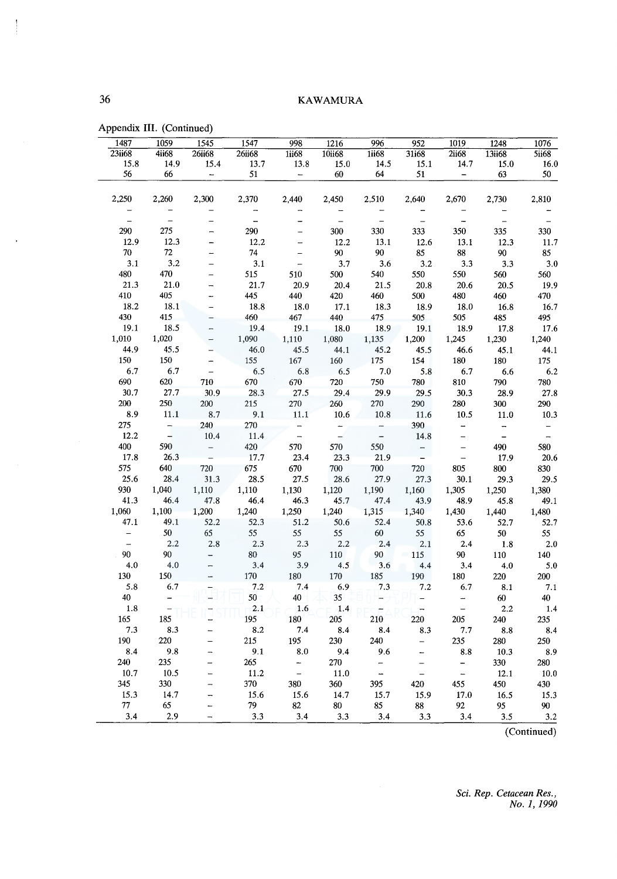Appendix III. (Continued)

| 1487 | 1059 | 1545 | 1547 | 998 | 1216 | 996 | 952 | 1019 | 1248 | 1076 |
|---|---|---|---|---|---|---|---|---|---|---|
| 23ii68 | 4ii68 | 26ii68 | 26ii68 | 1ii68 | 10ii68 | 1ii68 | 31i68 | 2ii68 | 13ii68 | 5ii68 |
| 15.8 | 14.9 | 15.4 | 13.7 | 13.8 | 15.0 | 14.5 | 15.1 | 14.7 | 15.0 | 16.0 |
| 56 | 66 | – | 51 | – | 60 | 64 | 51 | – | 63 | 50 |
| 2,250 | 2,260 | 2,300 | 2,370 | 2,440 | 2,450 | 2,510 | 2,640 | 2,670 | 2,730 | 2,810 |
| – | – | – | – | – | – | – | – | – | – | – |
| – | – | – | – | – | – | – | – | – | – | – |
| 290 | 275 | – | 290 | – | 300 | 330 | 333 | 350 | 335 | 330 |
| 12.9 | 12.3 | – | 12.2 | – | 12.2 | 13.1 | 12.6 | 13.1 | 12.3 | 11.7 |
| 70 | 72 | – | 74 | – | 90 | 90 | 85 | 88 | 90 | 85 |
| 3.1 | 3.2 | – | 3.1 | – | 3.7 | 3.6 | 3.2 | 3.3 | 3.3 | 3.0 |
| 480 | 470 | – | 515 | 510 | 500 | 540 | 550 | 550 | 560 | 560 |
| 21.3 | 21.0 | – | 21.7 | 20.9 | 20.4 | 21.5 | 20.8 | 20.6 | 20.5 | 19.9 |
| 410 | 405 | – | 445 | 440 | 420 | 460 | 500 | 480 | 460 | 470 |
| 18.2 | 18.1 | – | 18.8 | 18.0 | 17.1 | 18.3 | 18.9 | 18.0 | 16.8 | 16.7 |
| 430 | 415 | – | 460 | 467 | 440 | 475 | 505 | 505 | 485 | 495 |
| 19.1 | 18.5 | – | 19.4 | 19.1 | 18.0 | 18.9 | 19.1 | 18.9 | 17.8 | 17.6 |
| 1,010 | 1,020 | – | 1,090 | 1,110 | 1,080 | 1,135 | 1,200 | 1,245 | 1,230 | 1,240 |
| 44.9 | 45.5 | – | 46.0 | 45.5 | 44.1 | 45.2 | 45.5 | 46.6 | 45.1 | 44.1 |
| 150 | 150 | – | 155 | 167 | 160 | 175 | 154 | 180 | 180 | 175 |
| 6.7 | 6.7 | – | 6.5 | 6.8 | 6.5 | 7.0 | 5.8 | 6.7 | 6.6 | 6.2 |
| 690 | 620 | 710 | 670 | 670 | 720 | 750 | 780 | 810 | 790 | 780 |
| 30.7 | 27.7 | 30.9 | 28.3 | 27.5 | 29.4 | 29.9 | 29.5 | 30.3 | 28.9 | 27.8 |
| 200 | 250 | 200 | 215 | 270 | 260 | 270 | 290 | 280 | 300 | 290 |
| 8.9 | 11.1 | 8.7 | 9.1 | 11.1 | 10.6 | 10.8 | 11.6 | 10.5 | 11.0 | 10.3 |
| 275 | – | 240 | 270 | – | – | – | 390 | – | – | – |
| 12.2 | – | 10.4 | 11.4 | – | – | – | 14.8 | – | – | – |
| 400 | 590 | – | 420 | 570 | 570 | 550 | – | – | 490 | 580 |
| 17.8 | 26.3 | – | 17.7 | 23.4 | 23.3 | 21.9 | – | – | 17.9 | 20.6 |
| 575 | 640 | 720 | 675 | 670 | 700 | 700 | 720 | 805 | 800 | 830 |
| 25.6 | 28.4 | 31.3 | 28.5 | 27.5 | 28.6 | 27.9 | 27.3 | 30.1 | 29.3 | 29.5 |
| 930 | 1,040 | 1,110 | 1,110 | 1,130 | 1,120 | 1,190 | 1,160 | 1,305 | 1,250 | 1,380 |
| 41.3 | 46.4 | 47.8 | 46.4 | 46.3 | 45.7 | 47.4 | 43.9 | 48.9 | 45.8 | 49.1 |
| 1,060 | 1,100 | 1,200 | 1,240 | 1,250 | 1,240 | 1,315 | 1,340 | 1,430 | 1,440 | 1,480 |
| 47.1 | 49.1 | 52.2 | 52.3 | 51.2 | 50.6 | 52.4 | 50.8 | 53.6 | 52.7 | 52.7 |
| – | 50 | 65 | 55 | 55 | 55 | 60 | 55 | 65 | 50 | 55 |
| – | 2.2 | 2.8 | 2.3 | 2.3 | 2.2 | 2.4 | 2.1 | 2.4 | 1.8 | 2.0 |
| 90 | 90 | – | 80 | 95 | 110 | 90 | 115 | 90 | 110 | 140 |
| 4.0 | 4.0 | – | 3.4 | 3.9 | 4.5 | 3.6 | 4.4 | 3.4 | 4.0 | 5.0 |
| 130 | 150 | – | 170 | 180 | 170 | 185 | 190 | 180 | 220 | 200 |
| 5.8 | 6.7 | – | 7.2 | 7.4 | 6.9 | 7.3 | 7.2 | 6.7 | 8.1 | 7.1 |
| 40 | – | – | 50 | 40 | 35 | – | – | – | 60 | 40 |
| 1.8 | – | – | 2.1 | 1.6 | 1.4 | – | – | – | 2.2 | 1.4 |
| 165 | 185 | – | 195 | 180 | 205 | 210 | 220 | 205 | 240 | 235 |
| 7.3 | 8.3 | – | 8.2 | 7.4 | 8.4 | 8.4 | 8.3 | 7.7 | 8.8 | 8.4 |
| 190 | 220 | – | 215 | 195 | 230 | 240 | – | 235 | 280 | 250 |
| 8.4 | 9.8 | – | 9.1 | 8.0 | 9.4 | 9.6 | – | 8.8 | 10.3 | 8.9 |
| 240 | 235 | – | 265 | – | 270 | – | – | – | 330 | 280 |
| 10.7 | 10.5 | – | 11.2 | – | 11.0 | – | – | – | 12.1 | 10.0 |
| 345 | 330 | – | 370 | 380 | 360 | 395 | 420 | 455 | 450 | 430 |
| 15.3 | 14.7 | – | 15.6 | 15.6 | 14.7 | 15.7 | 15.9 | 17.0 | 16.5 | 15.3 |
| 77 | 65 | – | 79 | 82 | 80 | 85 | 88 | 92 | 95 | 90 |
| 3.4 | 2.9 | – | 3.3 | 3.4 | 3.3 | 3.4 | 3.3 | 3.4 | 3.5 | 3.2 |

(Continued)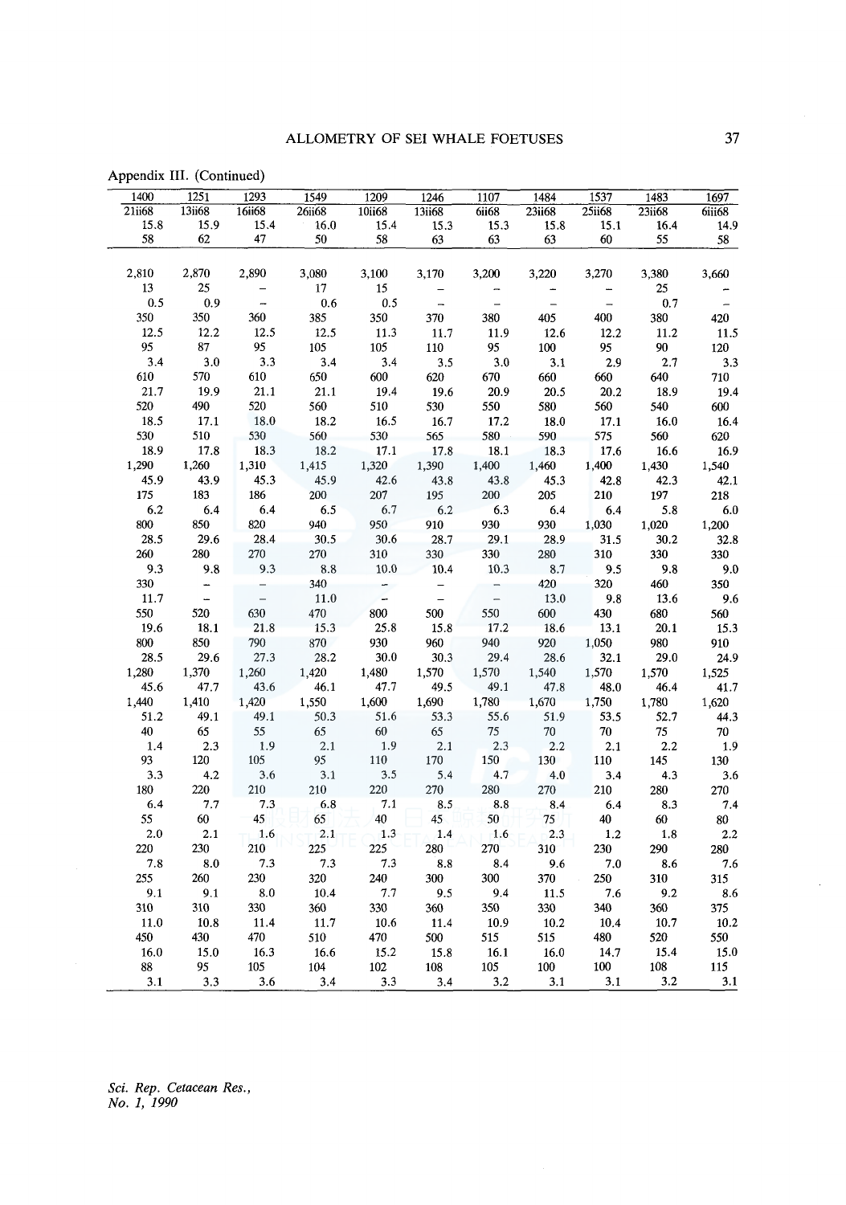Appendix III. (Continued)

| 1400 | 1251 | 1293 | 1549 | 1209 | 1246 | 1107 | 1484 | 1537 | 1483 | 1697 |
|---|---|---|---|---|---|---|---|---|---|---|
| 21ii68 | 13ii68 | 16ii68 | 26ii68 | 10ii68 | 13ii68 | 6ii68 | 23ii68 | 25ii68 | 23ii68 | 6iii68 |
| 15.8 | 15.9 | 15.4 | 16.0 | 15.4 | 15.3 | 15.3 | 15.8 | 15.1 | 16.4 | 14.9 |
| 58 | 62 | 47 | 50 | 58 | 63 | 63 | 63 | 60 | 55 | 58 |
| 2,810 | 2,870 | 2,890 | 3,080 | 3,100 | 3,170 | 3,200 | 3,220 | 3,270 | 3,380 | 3,660 |
| 13 | 25 | – | 17 | 15 | – | – | – | – | 25 | – |
| 0.5 | 0.9 | – | 0.6 | 0.5 | – | – | – | – | 0.7 | – |
| 350 | 350 | 360 | 385 | 350 | 370 | 380 | 405 | 400 | 380 | 420 |
| 12.5 | 12.2 | 12.5 | 12.5 | 11.3 | 11.7 | 11.9 | 12.6 | 12.2 | 11.2 | 11.5 |
| 95 | 87 | 95 | 105 | 105 | 110 | 95 | 100 | 95 | 90 | 120 |
| 3.4 | 3.0 | 3.3 | 3.4 | 3.4 | 3.5 | 3.0 | 3.1 | 2.9 | 2.7 | 3.3 |
| 610 | 570 | 610 | 650 | 600 | 620 | 670 | 660 | 660 | 640 | 710 |
| 21.7 | 19.9 | 21.1 | 21.1 | 19.4 | 19.6 | 20.9 | 20.5 | 20.2 | 18.9 | 19.4 |
| 520 | 490 | 520 | 560 | 510 | 530 | 550 | 580 | 560 | 540 | 600 |
| 18.5 | 17.1 | 18.0 | 18.2 | 16.5 | 16.7 | 17.2 | 18.0 | 17.1 | 16.0 | 16.4 |
| 530 | 510 | 530 | 560 | 530 | 565 | 580 | 590 | 575 | 560 | 620 |
| 18.9 | 17.8 | 18.3 | 18.2 | 17.1 | 17.8 | 18.1 | 18.3 | 17.6 | 16.6 | 16.9 |
| 1,290 | 1,260 | 1,310 | 1,415 | 1,320 | 1,390 | 1,400 | 1,460 | 1,400 | 1,430 | 1,540 |
| 45.9 | 43.9 | 45.3 | 45.9 | 42.6 | 43.8 | 43.8 | 45.3 | 42.8 | 42.3 | 42.1 |
| 175 | 183 | 186 | 200 | 207 | 195 | 200 | 205 | 210 | 197 | 218 |
| 6.2 | 6.4 | 6.4 | 6.5 | 6.7 | 6.2 | 6.3 | 6.4 | 6.4 | 5.8 | 6.0 |
| 800 | 850 | 820 | 940 | 950 | 910 | 930 | 930 | 1,030 | 1,020 | 1,200 |
| 28.5 | 29.6 | 28.4 | 30.5 | 30.6 | 28.7 | 29.1 | 28.9 | 31.5 | 30.2 | 32.8 |
| 260 | 280 | 270 | 270 | 310 | 330 | 330 | 280 | 310 | 330 | 330 |
| 9.3 | 9.8 | 9.3 | 8.8 | 10.0 | 10.4 | 10.3 | 8.7 | 9.5 | 9.8 | 9.0 |
| 330 | – | – | 340 | – | – | – | 420 | 320 | 460 | 350 |
| 11.7 | – | – | 11.0 | – | – | – | 13.0 | 9.8 | 13.6 | 9.6 |
| 550 | 520 | 630 | 470 | 800 | 500 | 550 | 600 | 430 | 680 | 560 |
| 19.6 | 18.1 | 21.8 | 15.3 | 25.8 | 15.8 | 17.2 | 18.6 | 13.1 | 20.1 | 15.3 |
| 800 | 850 | 790 | 870 | 930 | 960 | 940 | 920 | 1,050 | 980 | 910 |
| 28.5 | 29.6 | 27.3 | 28.2 | 30.0 | 30.3 | 29.4 | 28.6 | 32.1 | 29.0 | 24.9 |
| 1,280 | 1,370 | 1,260 | 1,420 | 1,480 | 1,570 | 1,570 | 1,540 | 1,570 | 1,570 | 1,525 |
| 45.6 | 47.7 | 43.6 | 46.1 | 47.7 | 49.5 | 49.1 | 47.8 | 48.0 | 46.4 | 41.7 |
| 1,440 | 1,410 | 1,420 | 1,550 | 1,600 | 1,690 | 1,780 | 1,670 | 1,750 | 1,780 | 1,620 |
| 51.2 | 49.1 | 49.1 | 50.3 | 51.6 | 53.3 | 55.6 | 51.9 | 53.5 | 52.7 | 44.3 |
| 40 | 65 | 55 | 65 | 60 | 65 | 75 | 70 | 70 | 75 | 70 |
| 1.4 | 2.3 | 1.9 | 2.1 | 1.9 | 2.1 | 2.3 | 2.2 | 2.1 | 2.2 | 1.9 |
| 93 | 120 | 105 | 95 | 110 | 170 | 150 | 130 | 110 | 145 | 130 |
| 3.3 | 4.2 | 3.6 | 3.1 | 3.5 | 5.4 | 4.7 | 4.0 | 3.4 | 4.3 | 3.6 |
| 180 | 220 | 210 | 210 | 220 | 270 | 280 | 270 | 210 | 280 | 270 |
| 6.4 | 7.7 | 7.3 | 6.8 | 7.1 | 8.5 | 8.8 | 8.4 | 6.4 | 8.3 | 7.4 |
| 55 | 60 | 45 | 65 | 40 | 45 | 50 | 75 | 40 | 60 | 80 |
| 2.0 | 2.1 | 1.6 | 2.1 | 1.3 | 1.4 | 1.6 | 2.3 | 1.2 | 1.8 | 2.2 |
| 220 | 230 | 210 | 225 | 225 | 280 | 270 | 310 | 230 | 290 | 280 |
| 7.8 | 8.0 | 7.3 | 7.3 | 7.3 | 8.8 | 8.4 | 9.6 | 7.0 | 8.6 | 7.6 |
| 255 | 260 | 230 | 320 | 240 | 300 | 300 | 370 | 250 | 310 | 315 |
| 9.1 | 9.1 | 8.0 | 10.4 | 7.7 | 9.5 | 9.4 | 11.5 | 7.6 | 9.2 | 8.6 |
| 310 | 310 | 330 | 360 | 330 | 360 | 350 | 330 | 340 | 360 | 375 |
| 11.0 | 10.8 | 11.4 | 11.7 | 10.6 | 11.4 | 10.9 | 10.2 | 10.4 | 10.7 | 10.2 |
| 450 | 430 | 470 | 510 | 470 | 500 | 515 | 515 | 480 | 520 | 550 |
| 16.0 | 15.0 | 16.3 | 16.6 | 15.2 | 15.8 | 16.1 | 16.0 | 14.7 | 15.4 | 15.0 |
| 88 | 95 | 105 | 104 | 102 | 108 | 105 | 100 | 100 | 108 | 115 |
| 3.1 | 3.3 | 3.6 | 3.4 | 3.3 | 3.4 | 3.2 | 3.1 | 3.1 | 3.2 | 3.1 |